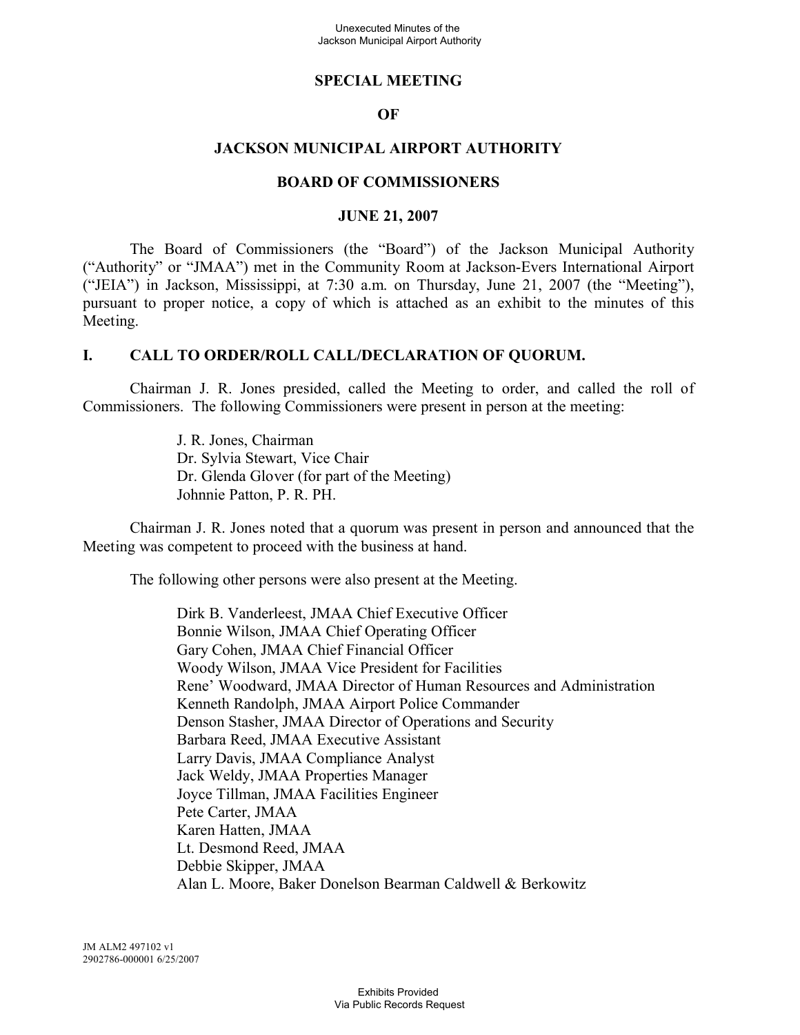# SPECIAL MEETING

# OF

# JACKSON MUNICIPAL AIRPORT AUTHORITY

# BOARD OF COMMISSIONERS

# JUNE 21, 2007

The Board of Commissioners (the "Board") of the Jackson Municipal Authority ("Authority" or "JMAA") met in the Community Room at Jackson-Evers International Airport ("JEIA") in Jackson, Mississippi, at 7:30 a.m. on Thursday, June 21, 2007 (the "Meeting"), pursuant to proper notice, a copy of which is attached as an exhibit to the minutes of this Meeting.

## I. CALL TO ORDER/ROLL CALL/DECLARATION OF QUORUM.

Chairman J. R. Jones presided, called the Meeting to order, and called the roll of Commissioners. The following Commissioners were present in person at the meeting:

J. R. Jones, Chairman
Dr. Sylvia Stewart, Vice Chair
Dr. Glenda Glover (for part of the Meeting)
Johnnie Patton, P. R. PH.

Chairman J. R. Jones noted that a quorum was present in person and announced that the Meeting was competent to proceed with the business at hand.

The following other persons were also present at the Meeting.

Dirk B. Vanderleest, JMAA Chief Executive Officer
Bonnie Wilson, JMAA Chief Operating Officer
Gary Cohen, JMAA Chief Financial Officer
Woody Wilson, JMAA Vice President for Facilities
Rene' Woodward, JMAA Director of Human Resources and Administration
Kenneth Randolph, JMAA Airport Police Commander
Denson Stasher, JMAA Director of Operations and Security
Barbara Reed, JMAA Executive Assistant
Larry Davis, JMAA Compliance Analyst
Jack Weldy, JMAA Properties Manager
Joyce Tillman, JMAA Facilities Engineer
Pete Carter, JMAA
Karen Hatten, JMAA
Lt. Desmond Reed, JMAA
Debbie Skipper, JMAA
Alan L. Moore, Baker Donelson Bearman Caldwell & Berkowitz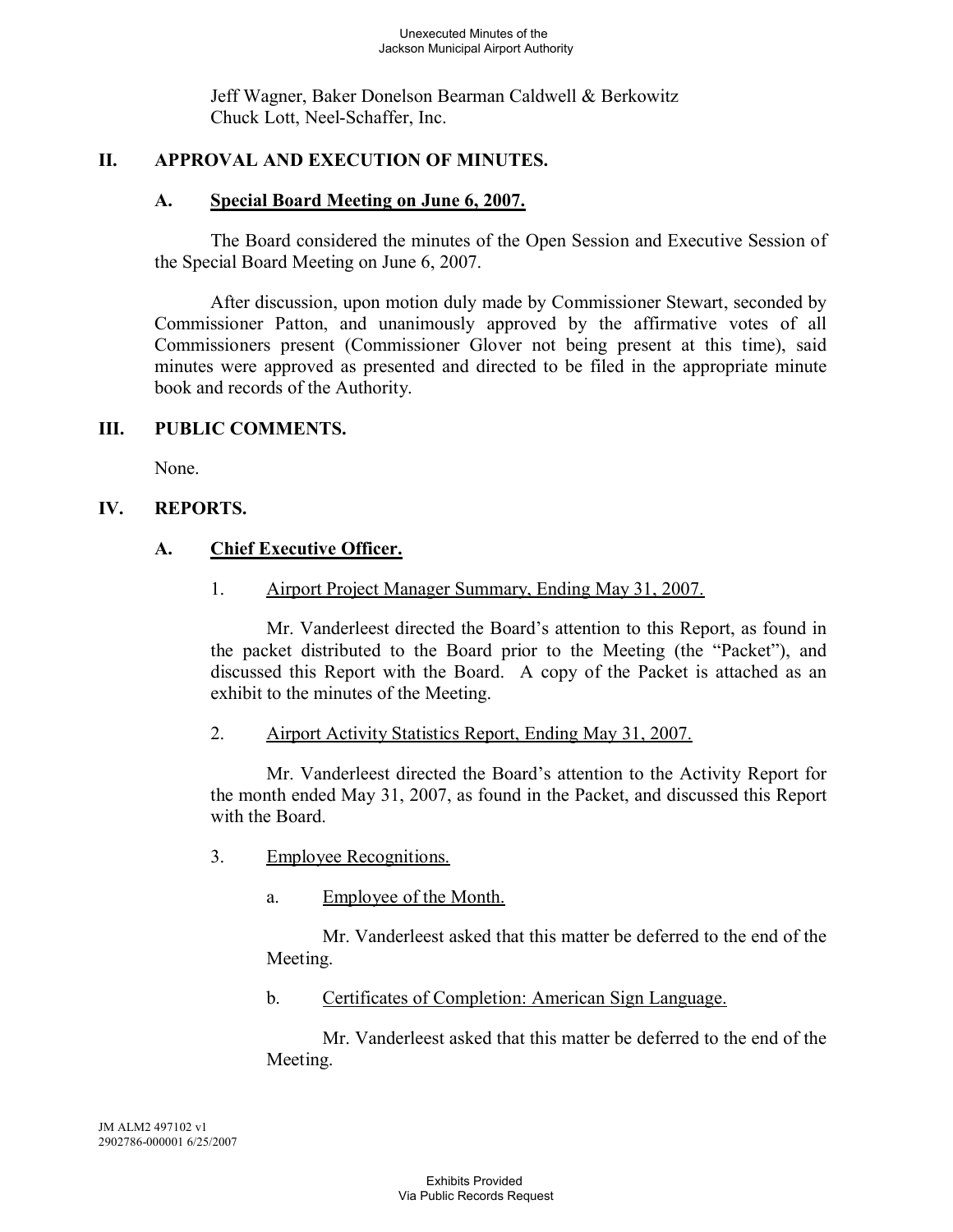Jeff Wagner, Baker Donelson Bearman Caldwell & Berkowitz
Chuck Lott, Neel-Schaffer, Inc.

## II. APPROVAL AND EXECUTION OF MINUTES.

### A. Special Board Meeting on June 6, 2007.

The Board considered the minutes of the Open Session and Executive Session of the Special Board Meeting on June 6, 2007.

After discussion, upon motion duly made by Commissioner Stewart, seconded by Commissioner Patton, and unanimously approved by the affirmative votes of all Commissioners present (Commissioner Glover not being present at this time), said minutes were approved as presented and directed to be filed in the appropriate minute book and records of the Authority.

## III. PUBLIC COMMENTS.

None.

## IV. REPORTS.

### A. Chief Executive Officer.

1. Airport Project Manager Summary, Ending May 31, 2007.

Mr. Vanderleest directed the Board's attention to this Report, as found in the packet distributed to the Board prior to the Meeting (the "Packet"), and discussed this Report with the Board. A copy of the Packet is attached as an exhibit to the minutes of the Meeting.

2. Airport Activity Statistics Report, Ending May 31, 2007.

Mr. Vanderleest directed the Board's attention to the Activity Report for the month ended May 31, 2007, as found in the Packet, and discussed this Report with the Board.

3. Employee Recognitions.

a. Employee of the Month.

Mr. Vanderleest asked that this matter be deferred to the end of the Meeting.

b. Certificates of Completion: American Sign Language.

Mr. Vanderleest asked that this matter be deferred to the end of the Meeting.

JM ALM2 497102 v1
2902786-000001 6/25/2007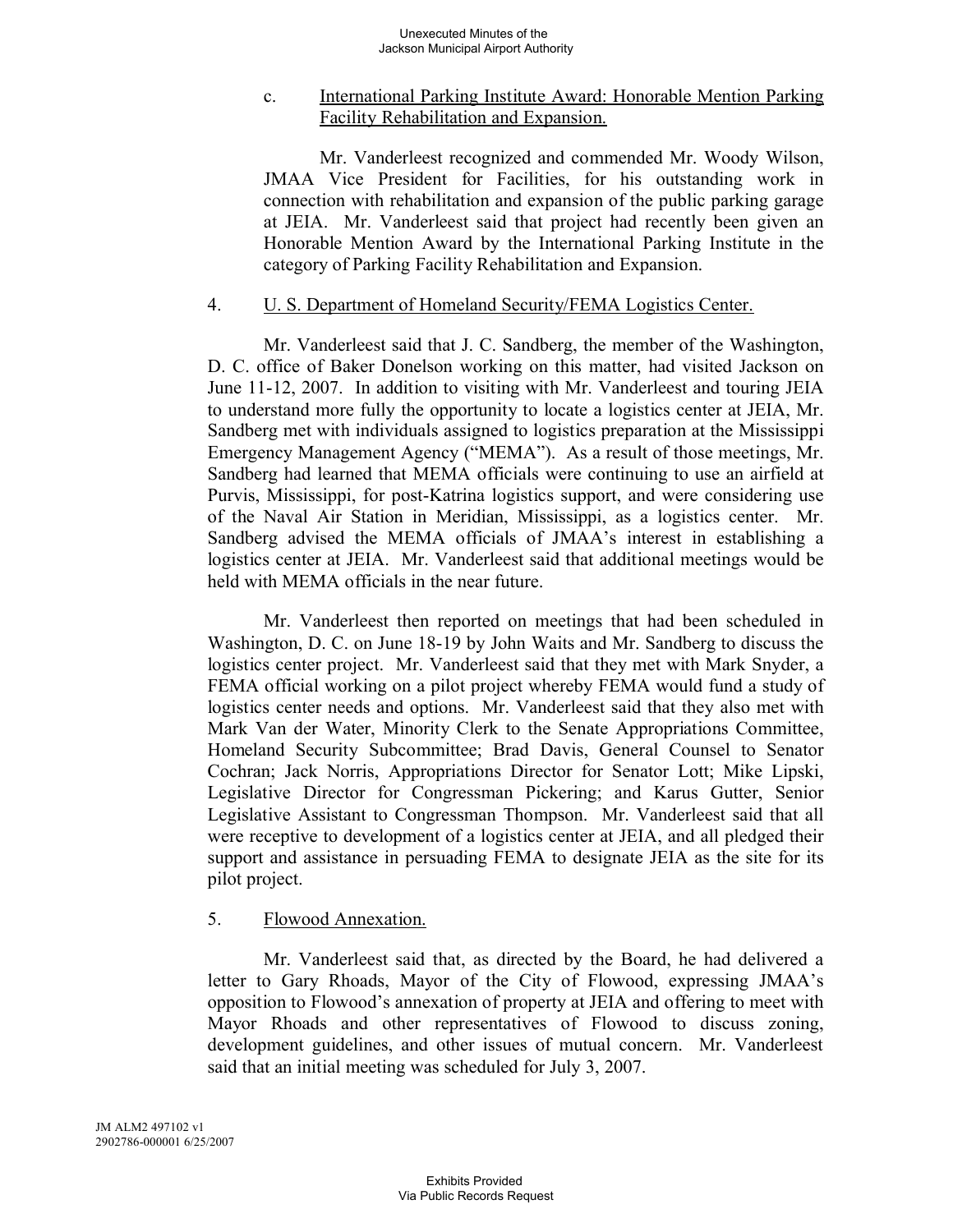c. International Parking Institute Award: Honorable Mention Parking Facility Rehabilitation and Expansion.

Mr. Vanderleest recognized and commended Mr. Woody Wilson, JMAA Vice President for Facilities, for his outstanding work in connection with rehabilitation and expansion of the public parking garage at JEIA. Mr. Vanderleest said that project had recently been given an Honorable Mention Award by the International Parking Institute in the category of Parking Facility Rehabilitation and Expansion.

4. U. S. Department of Homeland Security/FEMA Logistics Center.

Mr. Vanderleest said that J. C. Sandberg, the member of the Washington, D. C. office of Baker Donelson working on this matter, had visited Jackson on June 11-12, 2007. In addition to visiting with Mr. Vanderleest and touring JEIA to understand more fully the opportunity to locate a logistics center at JEIA, Mr. Sandberg met with individuals assigned to logistics preparation at the Mississippi Emergency Management Agency ("MEMA"). As a result of those meetings, Mr. Sandberg had learned that MEMA officials were continuing to use an airfield at Purvis, Mississippi, for post-Katrina logistics support, and were considering use of the Naval Air Station in Meridian, Mississippi, as a logistics center. Mr. Sandberg advised the MEMA officials of JMAA's interest in establishing a logistics center at JEIA. Mr. Vanderleest said that additional meetings would be held with MEMA officials in the near future.

Mr. Vanderleest then reported on meetings that had been scheduled in Washington, D. C. on June 18-19 by John Waits and Mr. Sandberg to discuss the logistics center project. Mr. Vanderleest said that they met with Mark Snyder, a FEMA official working on a pilot project whereby FEMA would fund a study of logistics center needs and options. Mr. Vanderleest said that they also met with Mark Van der Water, Minority Clerk to the Senate Appropriations Committee, Homeland Security Subcommittee; Brad Davis, General Counsel to Senator Cochran; Jack Norris, Appropriations Director for Senator Lott; Mike Lipski, Legislative Director for Congressman Pickering; and Karus Gutter, Senior Legislative Assistant to Congressman Thompson. Mr. Vanderleest said that all were receptive to development of a logistics center at JEIA, and all pledged their support and assistance in persuading FEMA to designate JEIA as the site for its pilot project.

5. Flowood Annexation.

Mr. Vanderleest said that, as directed by the Board, he had delivered a letter to Gary Rhoads, Mayor of the City of Flowood, expressing JMAA's opposition to Flowood's annexation of property at JEIA and offering to meet with Mayor Rhoads and other representatives of Flowood to discuss zoning, development guidelines, and other issues of mutual concern. Mr. Vanderleest said that an initial meeting was scheduled for July 3, 2007.

JM ALM2 497102 v1
2902786-000001 6/25/2007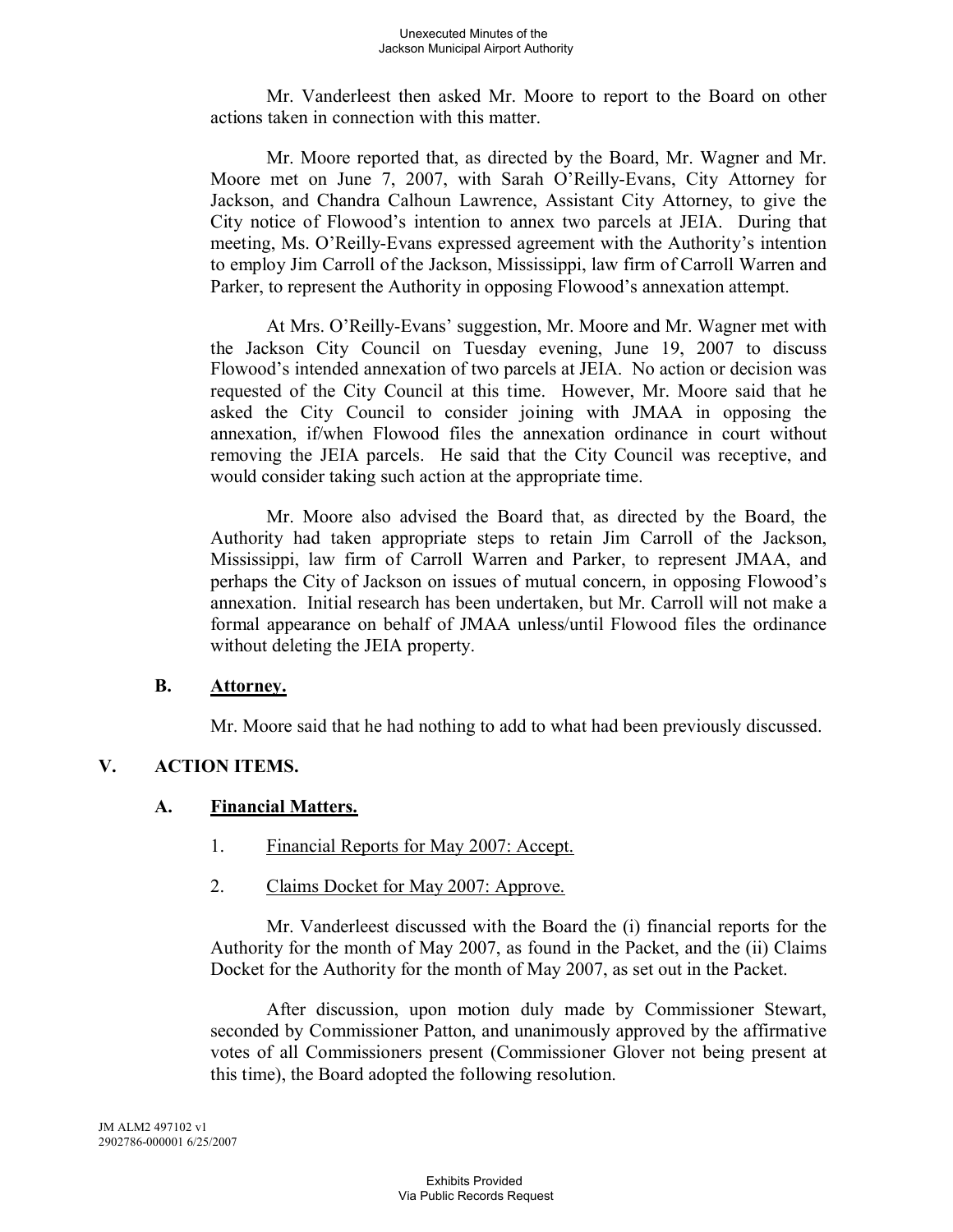Mr. Vanderleest then asked Mr. Moore to report to the Board on other actions taken in connection with this matter.

Mr. Moore reported that, as directed by the Board, Mr. Wagner and Mr. Moore met on June 7, 2007, with Sarah O'Reilly-Evans, City Attorney for Jackson, and Chandra Calhoun Lawrence, Assistant City Attorney, to give the City notice of Flowood's intention to annex two parcels at JEIA. During that meeting, Ms. O'Reilly-Evans expressed agreement with the Authority's intention to employ Jim Carroll of the Jackson, Mississippi, law firm of Carroll Warren and Parker, to represent the Authority in opposing Flowood's annexation attempt.

At Mrs. O'Reilly-Evans' suggestion, Mr. Moore and Mr. Wagner met with the Jackson City Council on Tuesday evening, June 19, 2007 to discuss Flowood's intended annexation of two parcels at JEIA. No action or decision was requested of the City Council at this time. However, Mr. Moore said that he asked the City Council to consider joining with JMAA in opposing the annexation, if/when Flowood files the annexation ordinance in court without removing the JEIA parcels. He said that the City Council was receptive, and would consider taking such action at the appropriate time.

Mr. Moore also advised the Board that, as directed by the Board, the Authority had taken appropriate steps to retain Jim Carroll of the Jackson, Mississippi, law firm of Carroll Warren and Parker, to represent JMAA, and perhaps the City of Jackson on issues of mutual concern, in opposing Flowood's annexation. Initial research has been undertaken, but Mr. Carroll will not make a formal appearance on behalf of JMAA unless/until Flowood files the ordinance without deleting the JEIA property.

### B. <u>Attorney.</u>

Mr. Moore said that he had nothing to add to what had been previously discussed.

## V. ACTION ITEMS.

### A. <u>Financial Matters.</u>

1. <u>Financial Reports for May 2007: Accept.</u>

2. <u>Claims Docket for May 2007: Approve.</u>

Mr. Vanderleest discussed with the Board the (i) financial reports for the Authority for the month of May 2007, as found in the Packet, and the (ii) Claims Docket for the Authority for the month of May 2007, as set out in the Packet.

After discussion, upon motion duly made by Commissioner Stewart, seconded by Commissioner Patton, and unanimously approved by the affirmative votes of all Commissioners present (Commissioner Glover not being present at this time), the Board adopted the following resolution.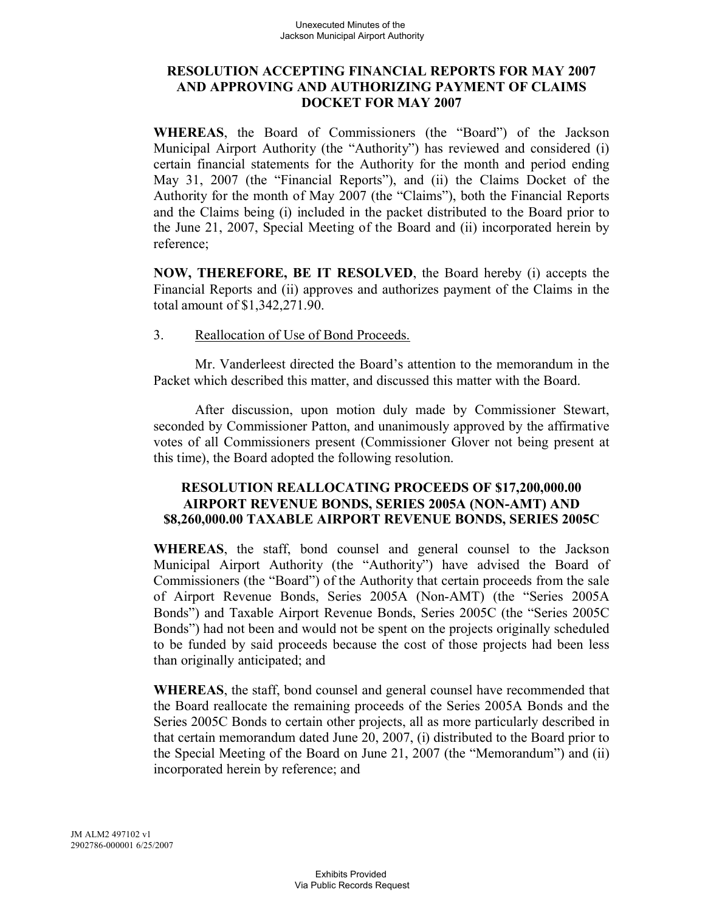**RESOLUTION ACCEPTING FINANCIAL REPORTS FOR MAY 2007 AND APPROVING AND AUTHORIZING PAYMENT OF CLAIMS DOCKET FOR MAY 2007**

**WHEREAS**, the Board of Commissioners (the "Board") of the Jackson Municipal Airport Authority (the "Authority") has reviewed and considered (i) certain financial statements for the Authority for the month and period ending May 31, 2007 (the "Financial Reports"), and (ii) the Claims Docket of the Authority for the month of May 2007 (the "Claims"), both the Financial Reports and the Claims being (i) included in the packet distributed to the Board prior to the June 21, 2007, Special Meeting of the Board and (ii) incorporated herein by reference;

**NOW, THEREFORE, BE IT RESOLVED**, the Board hereby (i) accepts the Financial Reports and (ii) approves and authorizes payment of the Claims in the total amount of $1,342,271.90.

3. Reallocation of Use of Bond Proceeds.

Mr. Vanderleest directed the Board's attention to the memorandum in the Packet which described this matter, and discussed this matter with the Board.

After discussion, upon motion duly made by Commissioner Stewart, seconded by Commissioner Patton, and unanimously approved by the affirmative votes of all Commissioners present (Commissioner Glover not being present at this time), the Board adopted the following resolution.

**RESOLUTION REALLOCATING PROCEEDS OF $17,200,000.00 AIRPORT REVENUE BONDS, SERIES 2005A (NON-AMT) AND $8,260,000.00 TAXABLE AIRPORT REVENUE BONDS, SERIES 2005C**

**WHEREAS**, the staff, bond counsel and general counsel to the Jackson Municipal Airport Authority (the "Authority") have advised the Board of Commissioners (the "Board") of the Authority that certain proceeds from the sale of Airport Revenue Bonds, Series 2005A (Non-AMT) (the "Series 2005A Bonds") and Taxable Airport Revenue Bonds, Series 2005C (the "Series 2005C Bonds") had not been and would not be spent on the projects originally scheduled to be funded by said proceeds because the cost of those projects had been less than originally anticipated; and

**WHEREAS**, the staff, bond counsel and general counsel have recommended that the Board reallocate the remaining proceeds of the Series 2005A Bonds and the Series 2005C Bonds to certain other projects, all as more particularly described in that certain memorandum dated June 20, 2007, (i) distributed to the Board prior to the Special Meeting of the Board on June 21, 2007 (the "Memorandum") and (ii) incorporated herein by reference; and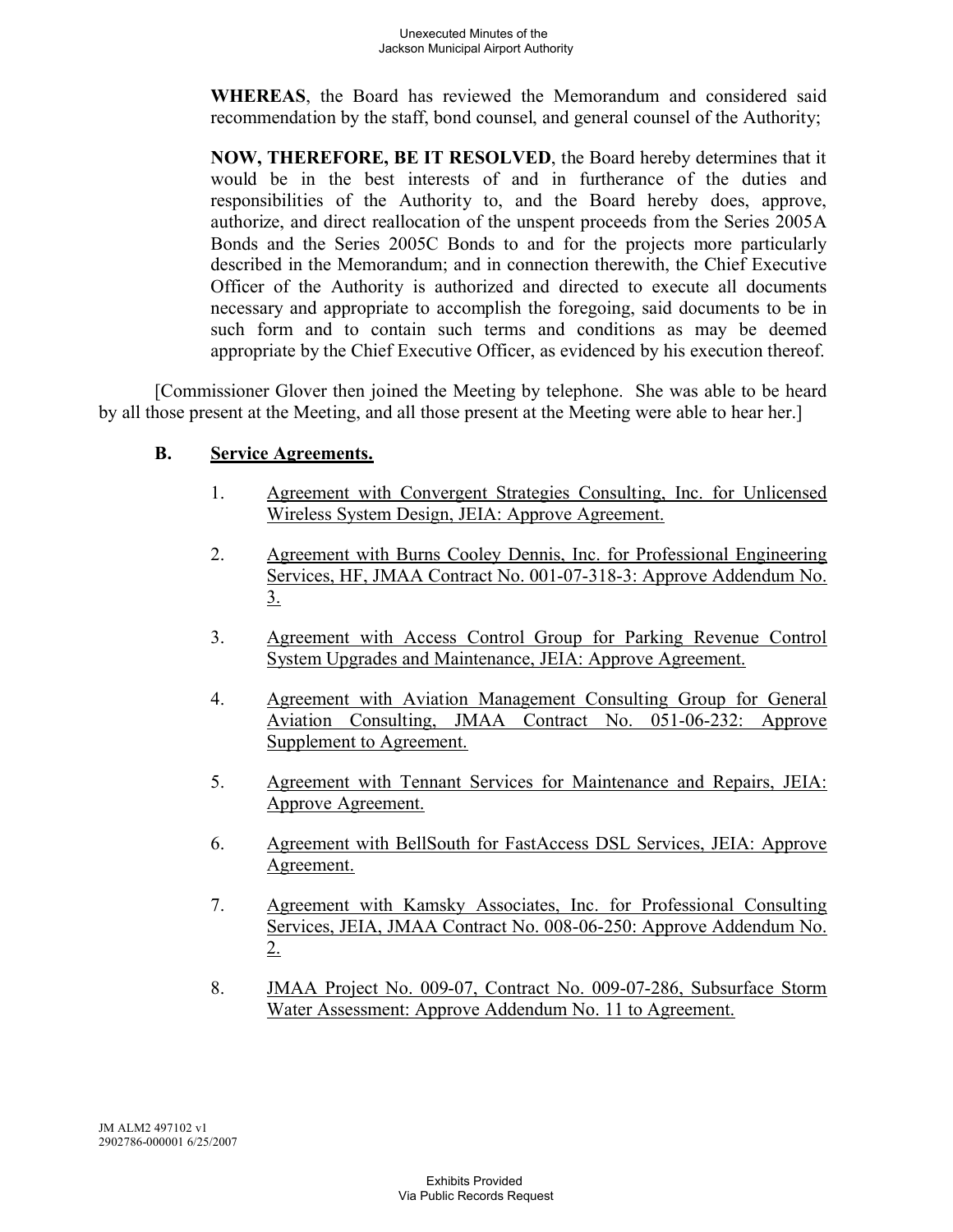**WHEREAS**, the Board has reviewed the Memorandum and considered said recommendation by the staff, bond counsel, and general counsel of the Authority;

**NOW, THEREFORE, BE IT RESOLVED**, the Board hereby determines that it would be in the best interests of and in furtherance of the duties and responsibilities of the Authority to, and the Board hereby does, approve, authorize, and direct reallocation of the unspent proceeds from the Series 2005A Bonds and the Series 2005C Bonds to and for the projects more particularly described in the Memorandum; and in connection therewith, the Chief Executive Officer of the Authority is authorized and directed to execute all documents necessary and appropriate to accomplish the foregoing, said documents to be in such form and to contain such terms and conditions as may be deemed appropriate by the Chief Executive Officer, as evidenced by his execution thereof.

[Commissioner Glover then joined the Meeting by telephone. She was able to be heard by all those present at the Meeting, and all those present at the Meeting were able to hear her.]

**B. Service Agreements.**

1. Agreement with Convergent Strategies Consulting, Inc. for Unlicensed Wireless System Design, JEIA: Approve Agreement.

2. Agreement with Burns Cooley Dennis, Inc. for Professional Engineering Services, HF, JMAA Contract No. 001-07-318-3: Approve Addendum No. 3.

3. Agreement with Access Control Group for Parking Revenue Control System Upgrades and Maintenance, JEIA: Approve Agreement.

4. Agreement with Aviation Management Consulting Group for General Aviation Consulting, JMAA Contract No. 051-06-232: Approve Supplement to Agreement.

5. Agreement with Tennant Services for Maintenance and Repairs, JEIA: Approve Agreement.

6. Agreement with BellSouth for FastAccess DSL Services, JEIA: Approve Agreement.

7. Agreement with Kamsky Associates, Inc. for Professional Consulting Services, JEIA, JMAA Contract No. 008-06-250: Approve Addendum No. 2.

8. JMAA Project No. 009-07, Contract No. 009-07-286, Subsurface Storm Water Assessment: Approve Addendum No. 11 to Agreement.

JM ALM2 497102 v1
2902786-000001 6/25/2007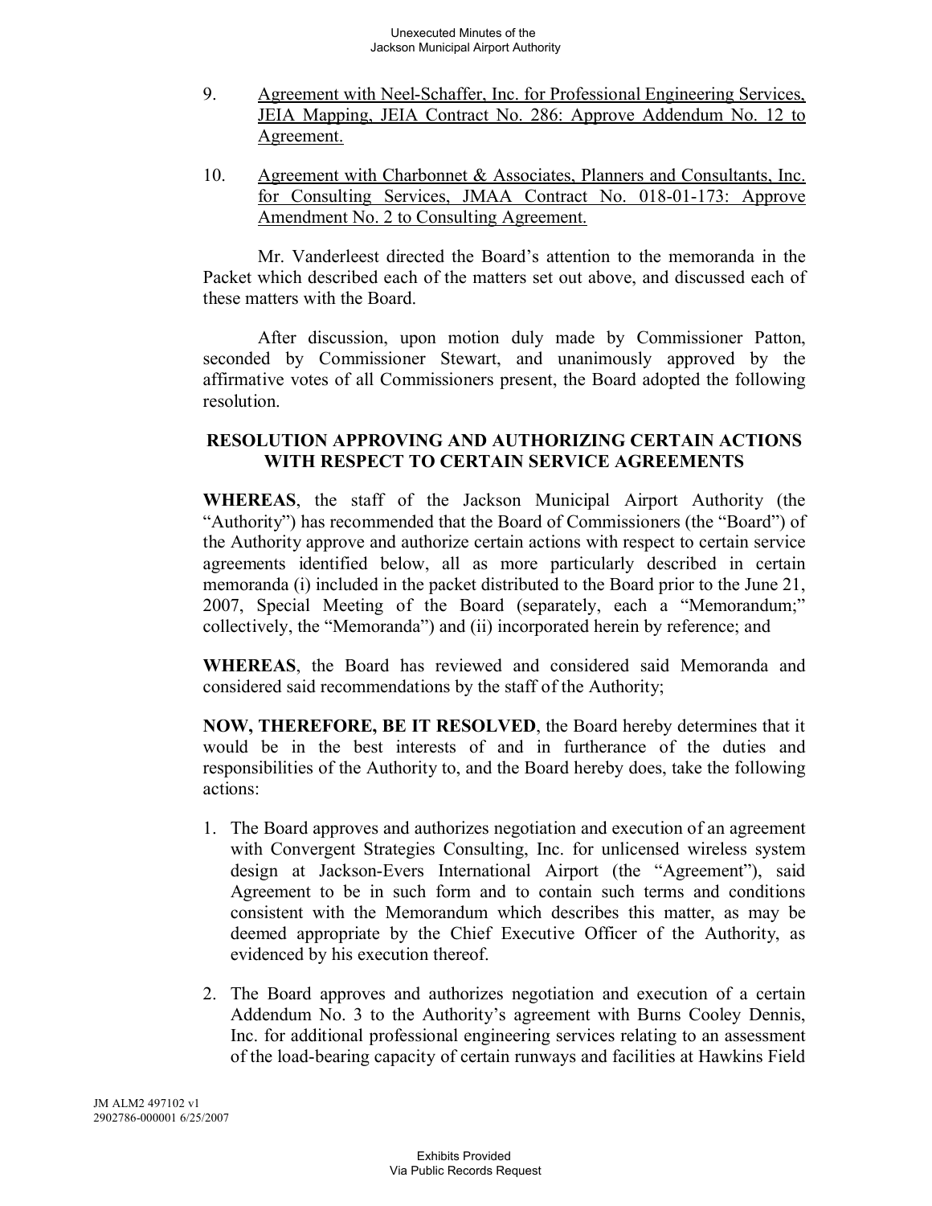9. Agreement with Neel-Schaffer, Inc. for Professional Engineering Services, JEIA Mapping, JEIA Contract No. 286: Approve Addendum No. 12 to Agreement.

10. Agreement with Charbonnet & Associates, Planners and Consultants, Inc. for Consulting Services, JMAA Contract No. 018-01-173: Approve Amendment No. 2 to Consulting Agreement.

Mr. Vanderleest directed the Board's attention to the memoranda in the Packet which described each of the matters set out above, and discussed each of these matters with the Board.

After discussion, upon motion duly made by Commissioner Patton, seconded by Commissioner Stewart, and unanimously approved by the affirmative votes of all Commissioners present, the Board adopted the following resolution.

**RESOLUTION APPROVING AND AUTHORIZING CERTAIN ACTIONS WITH RESPECT TO CERTAIN SERVICE AGREEMENTS**

**WHEREAS**, the staff of the Jackson Municipal Airport Authority (the "Authority") has recommended that the Board of Commissioners (the "Board") of the Authority approve and authorize certain actions with respect to certain service agreements identified below, all as more particularly described in certain memoranda (i) included in the packet distributed to the Board prior to the June 21, 2007, Special Meeting of the Board (separately, each a "Memorandum;" collectively, the "Memoranda") and (ii) incorporated herein by reference; and

**WHEREAS**, the Board has reviewed and considered said Memoranda and considered said recommendations by the staff of the Authority;

**NOW, THEREFORE, BE IT RESOLVED**, the Board hereby determines that it would be in the best interests of and in furtherance of the duties and responsibilities of the Authority to, and the Board hereby does, take the following actions:

1. The Board approves and authorizes negotiation and execution of an agreement with Convergent Strategies Consulting, Inc. for unlicensed wireless system design at Jackson-Evers International Airport (the "Agreement"), said Agreement to be in such form and to contain such terms and conditions consistent with the Memorandum which describes this matter, as may be deemed appropriate by the Chief Executive Officer of the Authority, as evidenced by his execution thereof.

2. The Board approves and authorizes negotiation and execution of a certain Addendum No. 3 to the Authority's agreement with Burns Cooley Dennis, Inc. for additional professional engineering services relating to an assessment of the load-bearing capacity of certain runways and facilities at Hawkins Field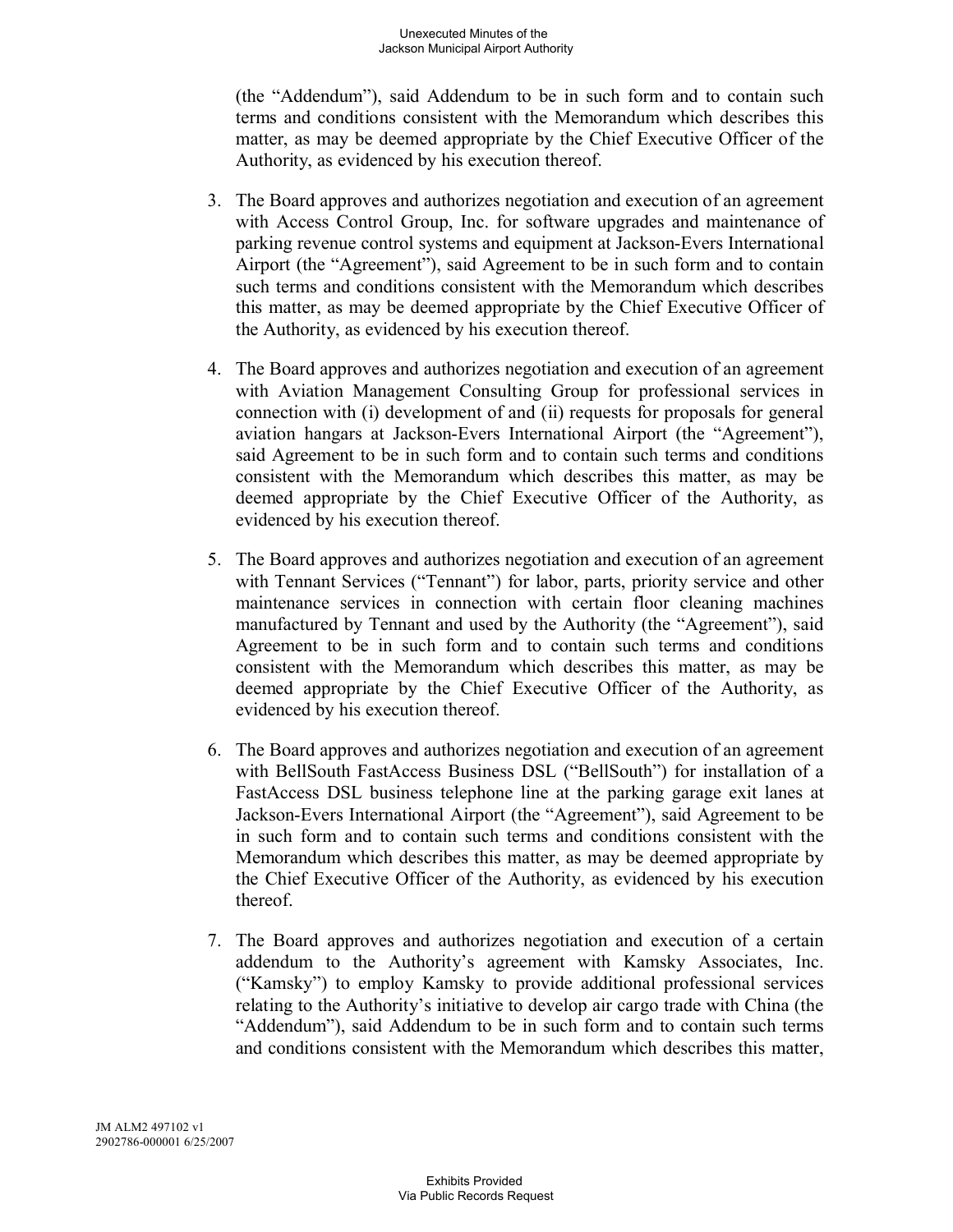(the "Addendum"), said Addendum to be in such form and to contain such terms and conditions consistent with the Memorandum which describes this matter, as may be deemed appropriate by the Chief Executive Officer of the Authority, as evidenced by his execution thereof.

3. The Board approves and authorizes negotiation and execution of an agreement with Access Control Group, Inc. for software upgrades and maintenance of parking revenue control systems and equipment at Jackson-Evers International Airport (the "Agreement"), said Agreement to be in such form and to contain such terms and conditions consistent with the Memorandum which describes this matter, as may be deemed appropriate by the Chief Executive Officer of the Authority, as evidenced by his execution thereof.

4. The Board approves and authorizes negotiation and execution of an agreement with Aviation Management Consulting Group for professional services in connection with (i) development of and (ii) requests for proposals for general aviation hangars at Jackson-Evers International Airport (the "Agreement"), said Agreement to be in such form and to contain such terms and conditions consistent with the Memorandum which describes this matter, as may be deemed appropriate by the Chief Executive Officer of the Authority, as evidenced by his execution thereof.

5. The Board approves and authorizes negotiation and execution of an agreement with Tennant Services ("Tennant") for labor, parts, priority service and other maintenance services in connection with certain floor cleaning machines manufactured by Tennant and used by the Authority (the "Agreement"), said Agreement to be in such form and to contain such terms and conditions consistent with the Memorandum which describes this matter, as may be deemed appropriate by the Chief Executive Officer of the Authority, as evidenced by his execution thereof.

6. The Board approves and authorizes negotiation and execution of an agreement with BellSouth FastAccess Business DSL ("BellSouth") for installation of a FastAccess DSL business telephone line at the parking garage exit lanes at Jackson-Evers International Airport (the "Agreement"), said Agreement to be in such form and to contain such terms and conditions consistent with the Memorandum which describes this matter, as may be deemed appropriate by the Chief Executive Officer of the Authority, as evidenced by his execution thereof.

7. The Board approves and authorizes negotiation and execution of a certain addendum to the Authority's agreement with Kamsky Associates, Inc. ("Kamsky") to employ Kamsky to provide additional professional services relating to the Authority's initiative to develop air cargo trade with China (the "Addendum"), said Addendum to be in such form and to contain such terms and conditions consistent with the Memorandum which describes this matter,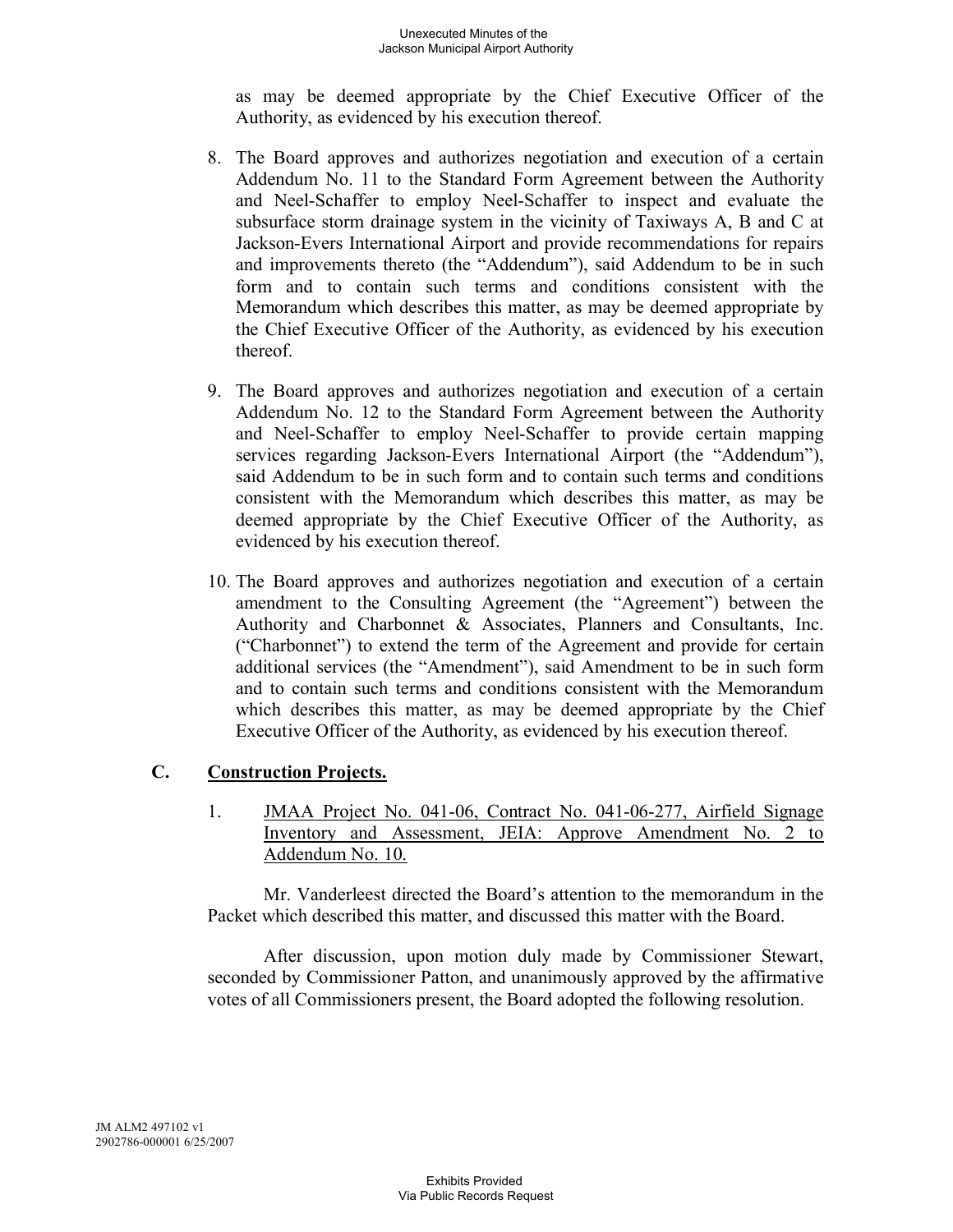as may be deemed appropriate by the Chief Executive Officer of the Authority, as evidenced by his execution thereof.

8. The Board approves and authorizes negotiation and execution of a certain Addendum No. 11 to the Standard Form Agreement between the Authority and Neel-Schaffer to employ Neel-Schaffer to inspect and evaluate the subsurface storm drainage system in the vicinity of Taxiways A, B and C at Jackson-Evers International Airport and provide recommendations for repairs and improvements thereto (the "Addendum"), said Addendum to be in such form and to contain such terms and conditions consistent with the Memorandum which describes this matter, as may be deemed appropriate by the Chief Executive Officer of the Authority, as evidenced by his execution thereof.

9. The Board approves and authorizes negotiation and execution of a certain Addendum No. 12 to the Standard Form Agreement between the Authority and Neel-Schaffer to employ Neel-Schaffer to provide certain mapping services regarding Jackson-Evers International Airport (the "Addendum"), said Addendum to be in such form and to contain such terms and conditions consistent with the Memorandum which describes this matter, as may be deemed appropriate by the Chief Executive Officer of the Authority, as evidenced by his execution thereof.

10. The Board approves and authorizes negotiation and execution of a certain amendment to the Consulting Agreement (the "Agreement") between the Authority and Charbonnet & Associates, Planners and Consultants, Inc. ("Charbonnet") to extend the term of the Agreement and provide for certain additional services (the "Amendment"), said Amendment to be in such form and to contain such terms and conditions consistent with the Memorandum which describes this matter, as may be deemed appropriate by the Chief Executive Officer of the Authority, as evidenced by his execution thereof.

## C. Construction Projects.

1. JMAA Project No. 041-06, Contract No. 041-06-277, Airfield Signage Inventory and Assessment, JEIA: Approve Amendment No. 2 to Addendum No. 10.

Mr. Vanderleest directed the Board's attention to the memorandum in the Packet which described this matter, and discussed this matter with the Board.

After discussion, upon motion duly made by Commissioner Stewart, seconded by Commissioner Patton, and unanimously approved by the affirmative votes of all Commissioners present, the Board adopted the following resolution.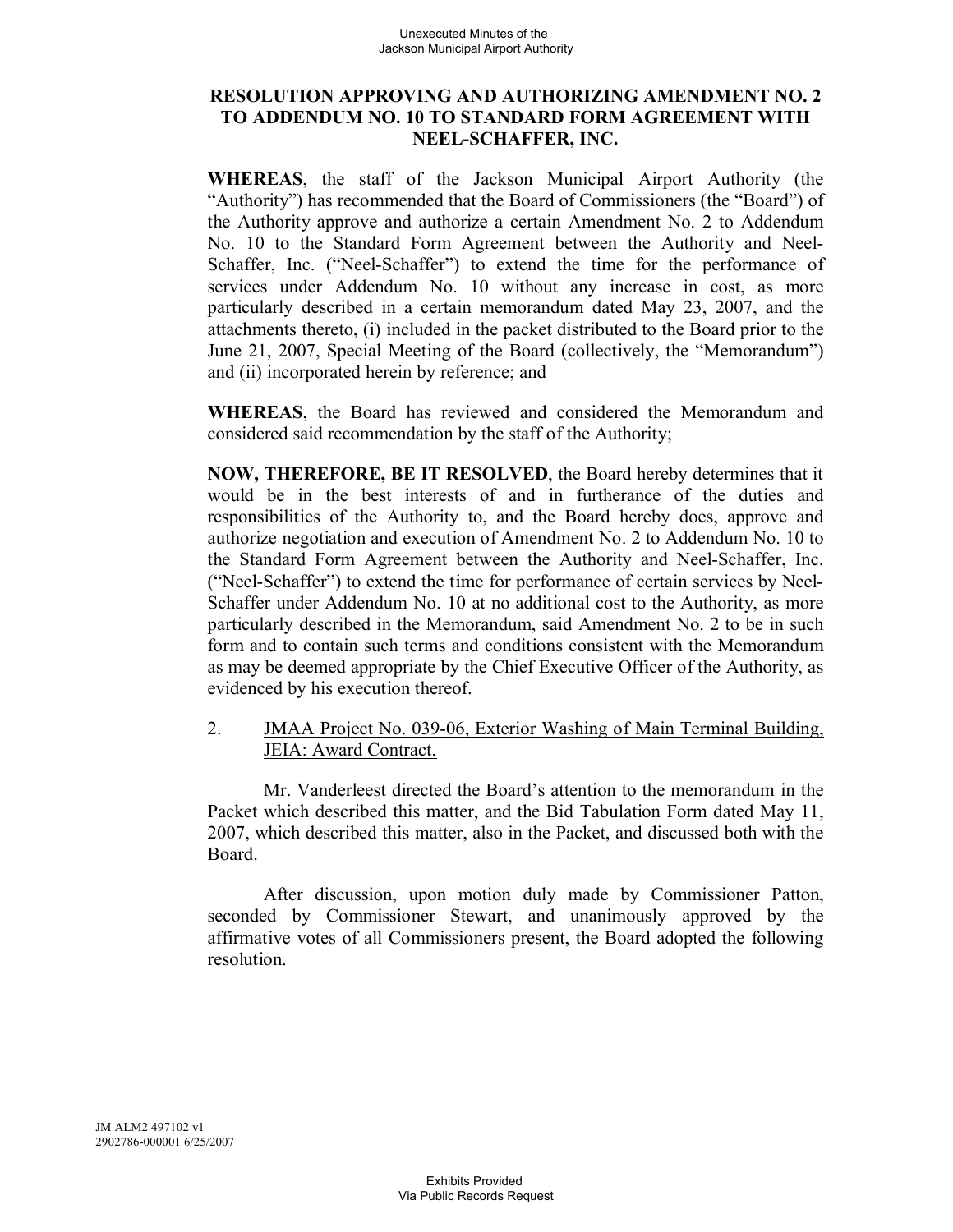**RESOLUTION APPROVING AND AUTHORIZING AMENDMENT NO. 2 TO ADDENDUM NO. 10 TO STANDARD FORM AGREEMENT WITH NEEL-SCHAFFER, INC.**

**WHEREAS**, the staff of the Jackson Municipal Airport Authority (the "Authority") has recommended that the Board of Commissioners (the "Board") of the Authority approve and authorize a certain Amendment No. 2 to Addendum No. 10 to the Standard Form Agreement between the Authority and Neel-Schaffer, Inc. ("Neel-Schaffer") to extend the time for the performance of services under Addendum No. 10 without any increase in cost, as more particularly described in a certain memorandum dated May 23, 2007, and the attachments thereto, (i) included in the packet distributed to the Board prior to the June 21, 2007, Special Meeting of the Board (collectively, the "Memorandum") and (ii) incorporated herein by reference; and

**WHEREAS**, the Board has reviewed and considered the Memorandum and considered said recommendation by the staff of the Authority;

**NOW, THEREFORE, BE IT RESOLVED**, the Board hereby determines that it would be in the best interests of and in furtherance of the duties and responsibilities of the Authority to, and the Board hereby does, approve and authorize negotiation and execution of Amendment No. 2 to Addendum No. 10 to the Standard Form Agreement between the Authority and Neel-Schaffer, Inc. ("Neel-Schaffer") to extend the time for performance of certain services by Neel-Schaffer under Addendum No. 10 at no additional cost to the Authority, as more particularly described in the Memorandum, said Amendment No. 2 to be in such form and to contain such terms and conditions consistent with the Memorandum as may be deemed appropriate by the Chief Executive Officer of the Authority, as evidenced by his execution thereof.

2. <u>JMAA Project No. 039-06, Exterior Washing of Main Terminal Building, JEIA: Award Contract.</u>

Mr. Vanderleest directed the Board's attention to the memorandum in the Packet which described this matter, and the Bid Tabulation Form dated May 11, 2007, which described this matter, also in the Packet, and discussed both with the Board.

After discussion, upon motion duly made by Commissioner Patton, seconded by Commissioner Stewart, and unanimously approved by the affirmative votes of all Commissioners present, the Board adopted the following resolution.

JM ALM2 497102 v1
2902786-000001 6/25/2007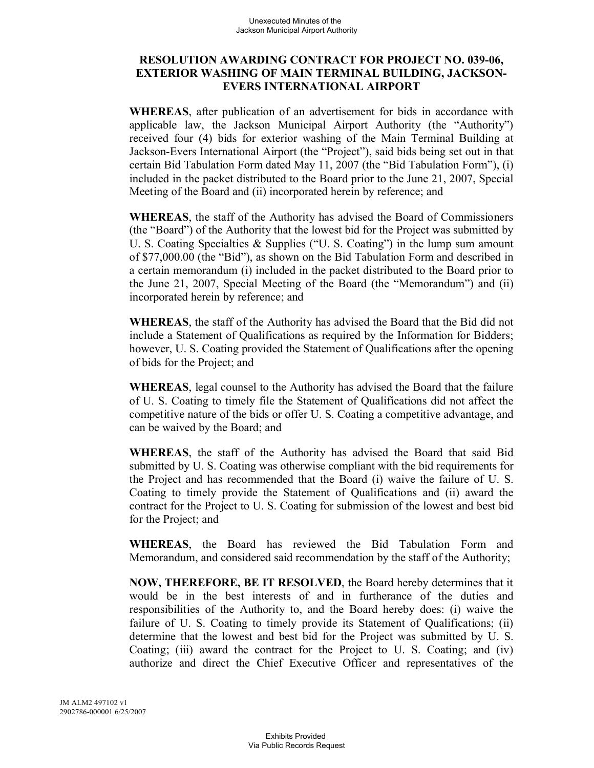## RESOLUTION AWARDING CONTRACT FOR PROJECT NO. 039-06, EXTERIOR WASHING OF MAIN TERMINAL BUILDING, JACKSON-EVERS INTERNATIONAL AIRPORT

**WHEREAS**, after publication of an advertisement for bids in accordance with applicable law, the Jackson Municipal Airport Authority (the "Authority") received four (4) bids for exterior washing of the Main Terminal Building at Jackson-Evers International Airport (the "Project"), said bids being set out in that certain Bid Tabulation Form dated May 11, 2007 (the "Bid Tabulation Form"), (i) included in the packet distributed to the Board prior to the June 21, 2007, Special Meeting of the Board and (ii) incorporated herein by reference; and

**WHEREAS**, the staff of the Authority has advised the Board of Commissioners (the "Board") of the Authority that the lowest bid for the Project was submitted by U. S. Coating Specialties & Supplies ("U. S. Coating") in the lump sum amount of $77,000.00 (the "Bid"), as shown on the Bid Tabulation Form and described in a certain memorandum (i) included in the packet distributed to the Board prior to the June 21, 2007, Special Meeting of the Board (the "Memorandum") and (ii) incorporated herein by reference; and

**WHEREAS**, the staff of the Authority has advised the Board that the Bid did not include a Statement of Qualifications as required by the Information for Bidders; however, U. S. Coating provided the Statement of Qualifications after the opening of bids for the Project; and

**WHEREAS**, legal counsel to the Authority has advised the Board that the failure of U. S. Coating to timely file the Statement of Qualifications did not affect the competitive nature of the bids or offer U. S. Coating a competitive advantage, and can be waived by the Board; and

**WHEREAS**, the staff of the Authority has advised the Board that said Bid submitted by U. S. Coating was otherwise compliant with the bid requirements for the Project and has recommended that the Board (i) waive the failure of U. S. Coating to timely provide the Statement of Qualifications and (ii) award the contract for the Project to U. S. Coating for submission of the lowest and best bid for the Project; and

**WHEREAS**, the Board has reviewed the Bid Tabulation Form and Memorandum, and considered said recommendation by the staff of the Authority;

**NOW, THEREFORE, BE IT RESOLVED**, the Board hereby determines that it would be in the best interests of and in furtherance of the duties and responsibilities of the Authority to, and the Board hereby does: (i) waive the failure of U. S. Coating to timely provide its Statement of Qualifications; (ii) determine that the lowest and best bid for the Project was submitted by U. S. Coating; (iii) award the contract for the Project to U. S. Coating; and (iv) authorize and direct the Chief Executive Officer and representatives of the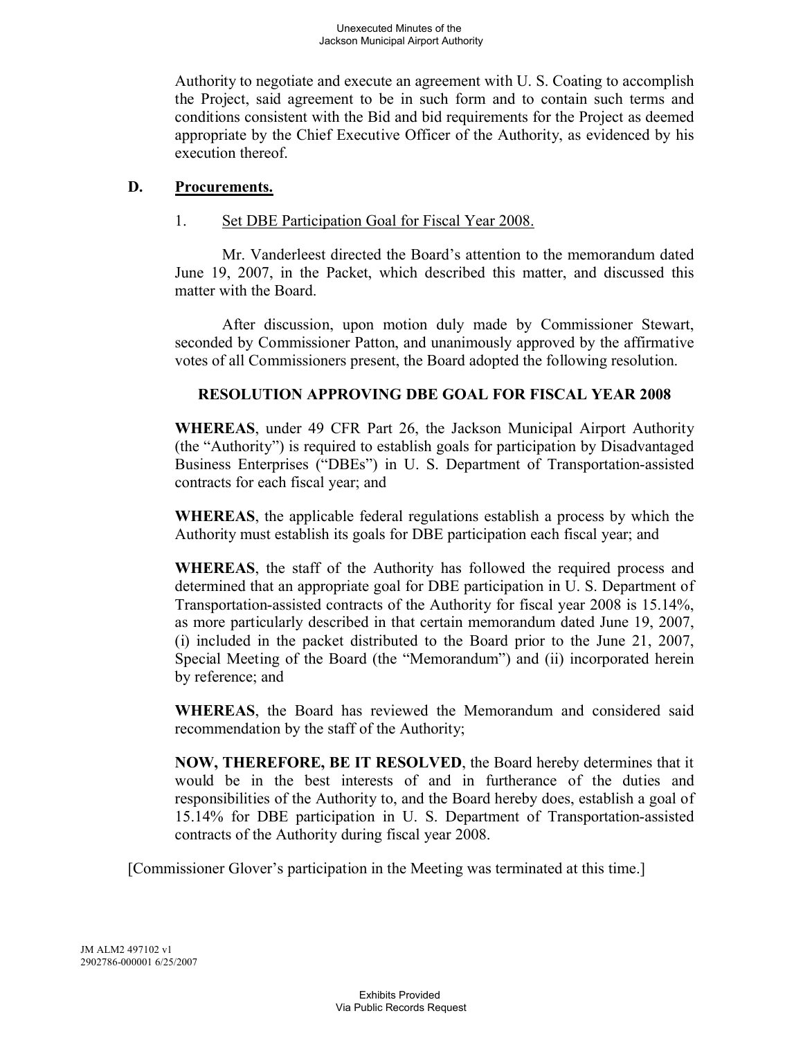Authority to negotiate and execute an agreement with U. S. Coating to accomplish the Project, said agreement to be in such form and to contain such terms and conditions consistent with the Bid and bid requirements for the Project as deemed appropriate by the Chief Executive Officer of the Authority, as evidenced by his execution thereof.

## D. Procurements.

1. Set DBE Participation Goal for Fiscal Year 2008.

Mr. Vanderleest directed the Board's attention to the memorandum dated June 19, 2007, in the Packet, which described this matter, and discussed this matter with the Board.

After discussion, upon motion duly made by Commissioner Stewart, seconded by Commissioner Patton, and unanimously approved by the affirmative votes of all Commissioners present, the Board adopted the following resolution.

**RESOLUTION APPROVING DBE GOAL FOR FISCAL YEAR 2008**

**WHEREAS**, under 49 CFR Part 26, the Jackson Municipal Airport Authority (the "Authority") is required to establish goals for participation by Disadvantaged Business Enterprises ("DBEs") in U. S. Department of Transportation-assisted contracts for each fiscal year; and

**WHEREAS**, the applicable federal regulations establish a process by which the Authority must establish its goals for DBE participation each fiscal year; and

**WHEREAS**, the staff of the Authority has followed the required process and determined that an appropriate goal for DBE participation in U. S. Department of Transportation-assisted contracts of the Authority for fiscal year 2008 is 15.14%, as more particularly described in that certain memorandum dated June 19, 2007, (i) included in the packet distributed to the Board prior to the June 21, 2007, Special Meeting of the Board (the "Memorandum") and (ii) incorporated herein by reference; and

**WHEREAS**, the Board has reviewed the Memorandum and considered said recommendation by the staff of the Authority;

**NOW, THEREFORE, BE IT RESOLVED**, the Board hereby determines that it would be in the best interests of and in furtherance of the duties and responsibilities of the Authority to, and the Board hereby does, establish a goal of 15.14% for DBE participation in U. S. Department of Transportation-assisted contracts of the Authority during fiscal year 2008.

[Commissioner Glover's participation in the Meeting was terminated at this time.]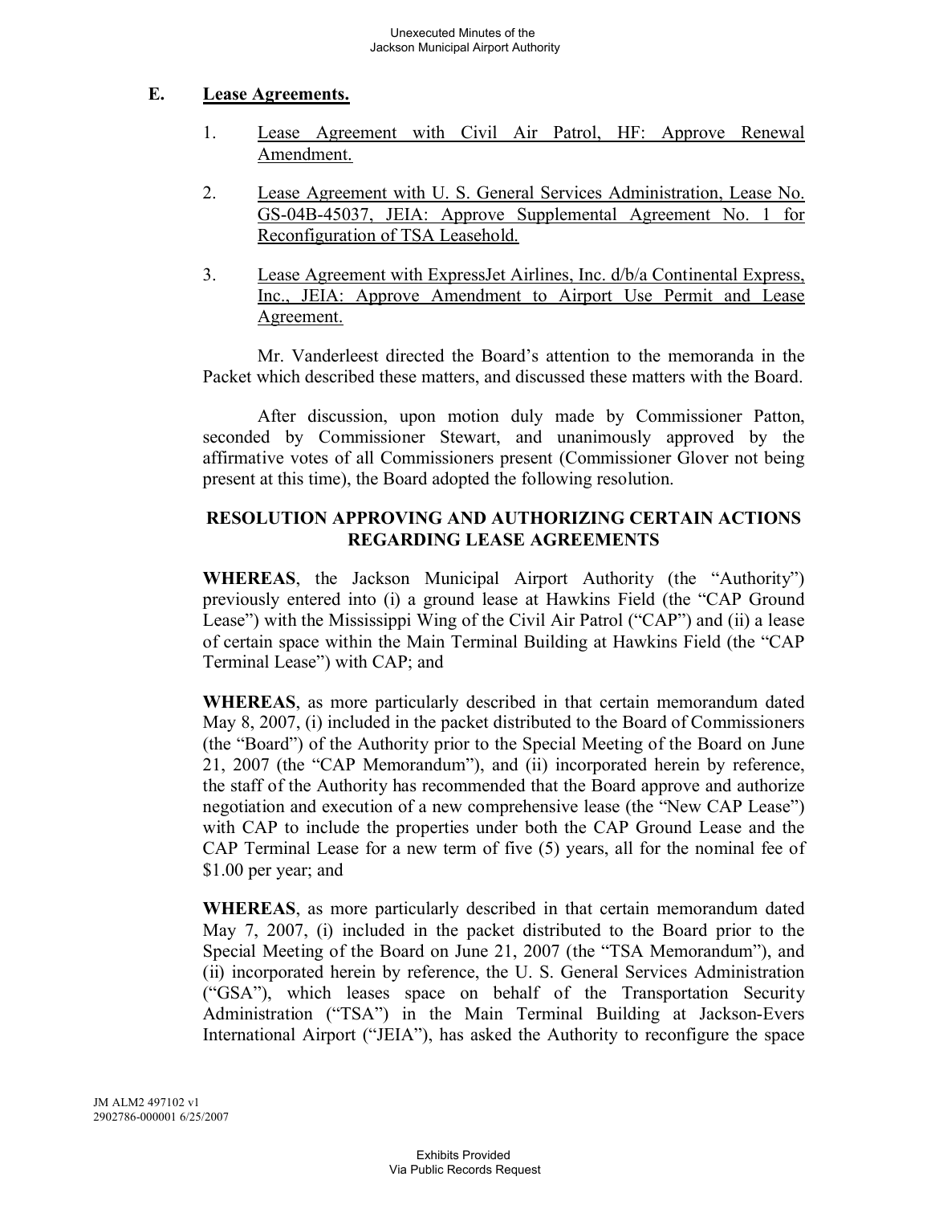## E. Lease Agreements.

1. Lease Agreement with Civil Air Patrol, HF: Approve Renewal Amendment.

2. Lease Agreement with U. S. General Services Administration, Lease No. GS-04B-45037, JEIA: Approve Supplemental Agreement No. 1 for Reconfiguration of TSA Leasehold.

3. Lease Agreement with ExpressJet Airlines, Inc. d/b/a Continental Express, Inc., JEIA: Approve Amendment to Airport Use Permit and Lease Agreement.

Mr. Vanderleest directed the Board's attention to the memoranda in the Packet which described these matters, and discussed these matters with the Board.

After discussion, upon motion duly made by Commissioner Patton, seconded by Commissioner Stewart, and unanimously approved by the affirmative votes of all Commissioners present (Commissioner Glover not being present at this time), the Board adopted the following resolution.

**RESOLUTION APPROVING AND AUTHORIZING CERTAIN ACTIONS REGARDING LEASE AGREEMENTS**

**WHEREAS**, the Jackson Municipal Airport Authority (the "Authority") previously entered into (i) a ground lease at Hawkins Field (the "CAP Ground Lease") with the Mississippi Wing of the Civil Air Patrol ("CAP") and (ii) a lease of certain space within the Main Terminal Building at Hawkins Field (the "CAP Terminal Lease") with CAP; and

**WHEREAS**, as more particularly described in that certain memorandum dated May 8, 2007, (i) included in the packet distributed to the Board of Commissioners (the "Board") of the Authority prior to the Special Meeting of the Board on June 21, 2007 (the "CAP Memorandum"), and (ii) incorporated herein by reference, the staff of the Authority has recommended that the Board approve and authorize negotiation and execution of a new comprehensive lease (the "New CAP Lease") with CAP to include the properties under both the CAP Ground Lease and the CAP Terminal Lease for a new term of five (5) years, all for the nominal fee of $1.00 per year; and

**WHEREAS**, as more particularly described in that certain memorandum dated May 7, 2007, (i) included in the packet distributed to the Board prior to the Special Meeting of the Board on June 21, 2007 (the "TSA Memorandum"), and (ii) incorporated herein by reference, the U. S. General Services Administration ("GSA"), which leases space on behalf of the Transportation Security Administration ("TSA") in the Main Terminal Building at Jackson-Evers International Airport ("JEIA"), has asked the Authority to reconfigure the space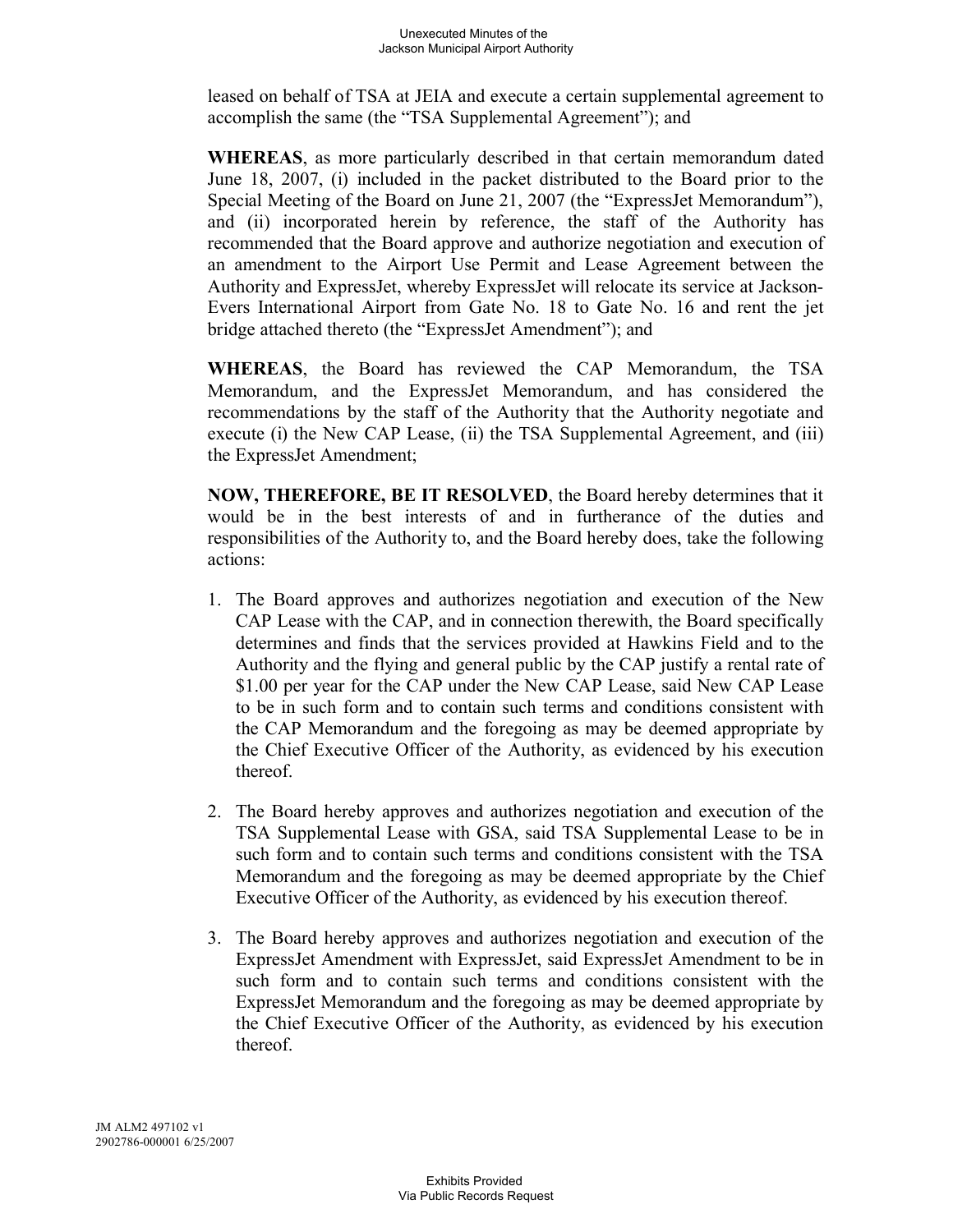leased on behalf of TSA at JEIA and execute a certain supplemental agreement to accomplish the same (the "TSA Supplemental Agreement"); and

**WHEREAS**, as more particularly described in that certain memorandum dated June 18, 2007, (i) included in the packet distributed to the Board prior to the Special Meeting of the Board on June 21, 2007 (the "ExpressJet Memorandum"), and (ii) incorporated herein by reference, the staff of the Authority has recommended that the Board approve and authorize negotiation and execution of an amendment to the Airport Use Permit and Lease Agreement between the Authority and ExpressJet, whereby ExpressJet will relocate its service at Jackson-Evers International Airport from Gate No. 18 to Gate No. 16 and rent the jet bridge attached thereto (the "ExpressJet Amendment"); and

**WHEREAS**, the Board has reviewed the CAP Memorandum, the TSA Memorandum, and the ExpressJet Memorandum, and has considered the recommendations by the staff of the Authority that the Authority negotiate and execute (i) the New CAP Lease, (ii) the TSA Supplemental Agreement, and (iii) the ExpressJet Amendment;

**NOW, THEREFORE, BE IT RESOLVED**, the Board hereby determines that it would be in the best interests of and in furtherance of the duties and responsibilities of the Authority to, and the Board hereby does, take the following actions:

1. The Board approves and authorizes negotiation and execution of the New CAP Lease with the CAP, and in connection therewith, the Board specifically determines and finds that the services provided at Hawkins Field and to the Authority and the flying and general public by the CAP justify a rental rate of $1.00 per year for the CAP under the New CAP Lease, said New CAP Lease to be in such form and to contain such terms and conditions consistent with the CAP Memorandum and the foregoing as may be deemed appropriate by the Chief Executive Officer of the Authority, as evidenced by his execution thereof.

2. The Board hereby approves and authorizes negotiation and execution of the TSA Supplemental Lease with GSA, said TSA Supplemental Lease to be in such form and to contain such terms and conditions consistent with the TSA Memorandum and the foregoing as may be deemed appropriate by the Chief Executive Officer of the Authority, as evidenced by his execution thereof.

3. The Board hereby approves and authorizes negotiation and execution of the ExpressJet Amendment with ExpressJet, said ExpressJet Amendment to be in such form and to contain such terms and conditions consistent with the ExpressJet Memorandum and the foregoing as may be deemed appropriate by the Chief Executive Officer of the Authority, as evidenced by his execution thereof.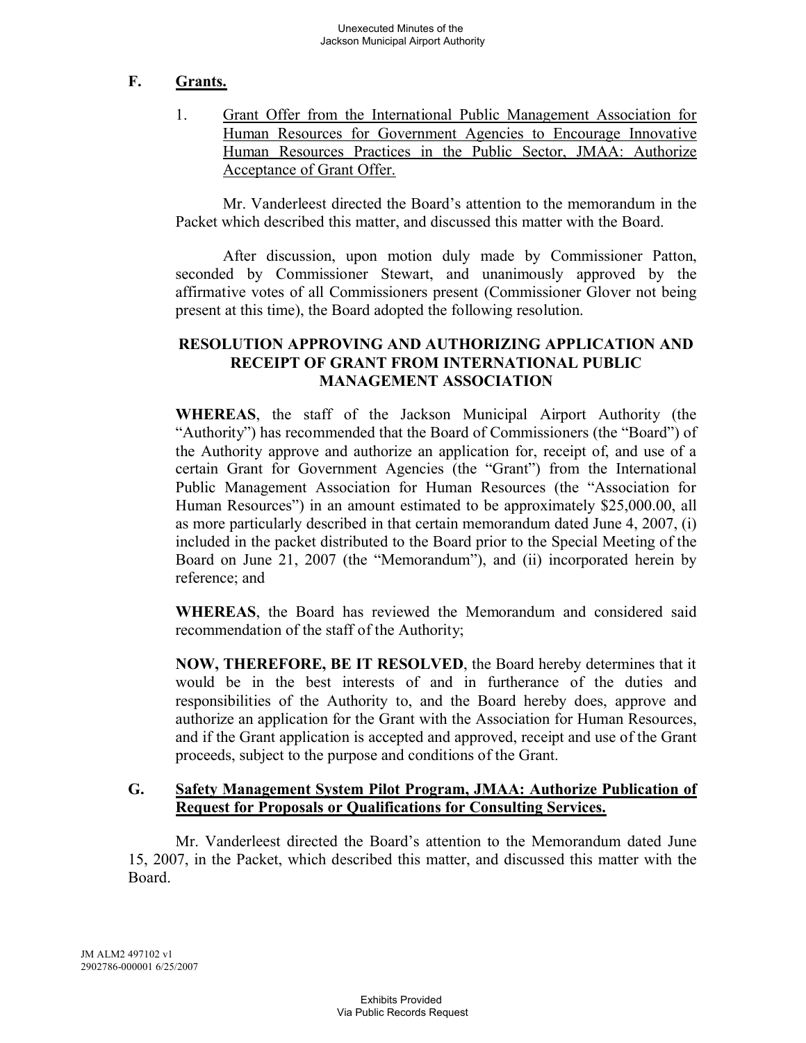## F. Grants.

1. Grant Offer from the International Public Management Association for Human Resources for Government Agencies to Encourage Innovative Human Resources Practices in the Public Sector, JMAA: Authorize Acceptance of Grant Offer.

Mr. Vanderleest directed the Board's attention to the memorandum in the Packet which described this matter, and discussed this matter with the Board.

After discussion, upon motion duly made by Commissioner Patton, seconded by Commissioner Stewart, and unanimously approved by the affirmative votes of all Commissioners present (Commissioner Glover not being present at this time), the Board adopted the following resolution.

**RESOLUTION APPROVING AND AUTHORIZING APPLICATION AND RECEIPT OF GRANT FROM INTERNATIONAL PUBLIC MANAGEMENT ASSOCIATION**

**WHEREAS**, the staff of the Jackson Municipal Airport Authority (the "Authority") has recommended that the Board of Commissioners (the "Board") of the Authority approve and authorize an application for, receipt of, and use of a certain Grant for Government Agencies (the "Grant") from the International Public Management Association for Human Resources (the "Association for Human Resources") in an amount estimated to be approximately $25,000.00, all as more particularly described in that certain memorandum dated June 4, 2007, (i) included in the packet distributed to the Board prior to the Special Meeting of the Board on June 21, 2007 (the "Memorandum"), and (ii) incorporated herein by reference; and

**WHEREAS**, the Board has reviewed the Memorandum and considered said recommendation of the staff of the Authority;

**NOW, THEREFORE, BE IT RESOLVED**, the Board hereby determines that it would be in the best interests of and in furtherance of the duties and responsibilities of the Authority to, and the Board hereby does, approve and authorize an application for the Grant with the Association for Human Resources, and if the Grant application is accepted and approved, receipt and use of the Grant proceeds, subject to the purpose and conditions of the Grant.

## G. Safety Management System Pilot Program, JMAA: Authorize Publication of Request for Proposals or Qualifications for Consulting Services.

Mr. Vanderleest directed the Board's attention to the Memorandum dated June 15, 2007, in the Packet, which described this matter, and discussed this matter with the Board.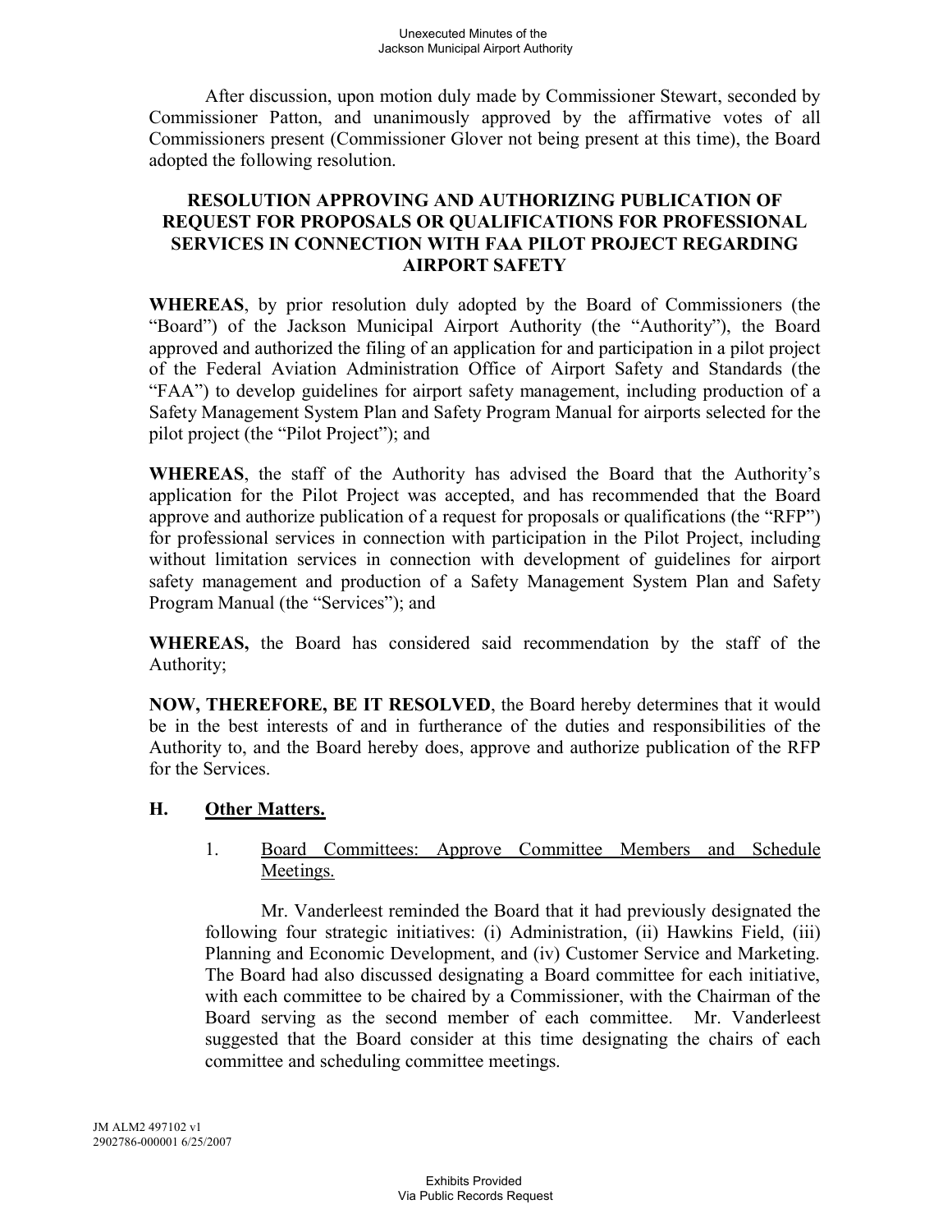After discussion, upon motion duly made by Commissioner Stewart, seconded by Commissioner Patton, and unanimously approved by the affirmative votes of all Commissioners present (Commissioner Glover not being present at this time), the Board adopted the following resolution.

**RESOLUTION APPROVING AND AUTHORIZING PUBLICATION OF REQUEST FOR PROPOSALS OR QUALIFICATIONS FOR PROFESSIONAL SERVICES IN CONNECTION WITH FAA PILOT PROJECT REGARDING AIRPORT SAFETY**

**WHEREAS**, by prior resolution duly adopted by the Board of Commissioners (the "Board") of the Jackson Municipal Airport Authority (the "Authority"), the Board approved and authorized the filing of an application for and participation in a pilot project of the Federal Aviation Administration Office of Airport Safety and Standards (the "FAA") to develop guidelines for airport safety management, including production of a Safety Management System Plan and Safety Program Manual for airports selected for the pilot project (the "Pilot Project"); and

**WHEREAS**, the staff of the Authority has advised the Board that the Authority's application for the Pilot Project was accepted, and has recommended that the Board approve and authorize publication of a request for proposals or qualifications (the "RFP") for professional services in connection with participation in the Pilot Project, including without limitation services in connection with development of guidelines for airport safety management and production of a Safety Management System Plan and Safety Program Manual (the "Services"); and

**WHEREAS,** the Board has considered said recommendation by the staff of the Authority;

**NOW, THEREFORE, BE IT RESOLVED**, the Board hereby determines that it would be in the best interests of and in furtherance of the duties and responsibilities of the Authority to, and the Board hereby does, approve and authorize publication of the RFP for the Services.

## H. Other Matters.

1. Board Committees: Approve Committee Members and Schedule Meetings.

   Mr. Vanderleest reminded the Board that it had previously designated the following four strategic initiatives: (i) Administration, (ii) Hawkins Field, (iii) Planning and Economic Development, and (iv) Customer Service and Marketing. The Board had also discussed designating a Board committee for each initiative, with each committee to be chaired by a Commissioner, with the Chairman of the Board serving as the second member of each committee. Mr. Vanderleest suggested that the Board consider at this time designating the chairs of each committee and scheduling committee meetings.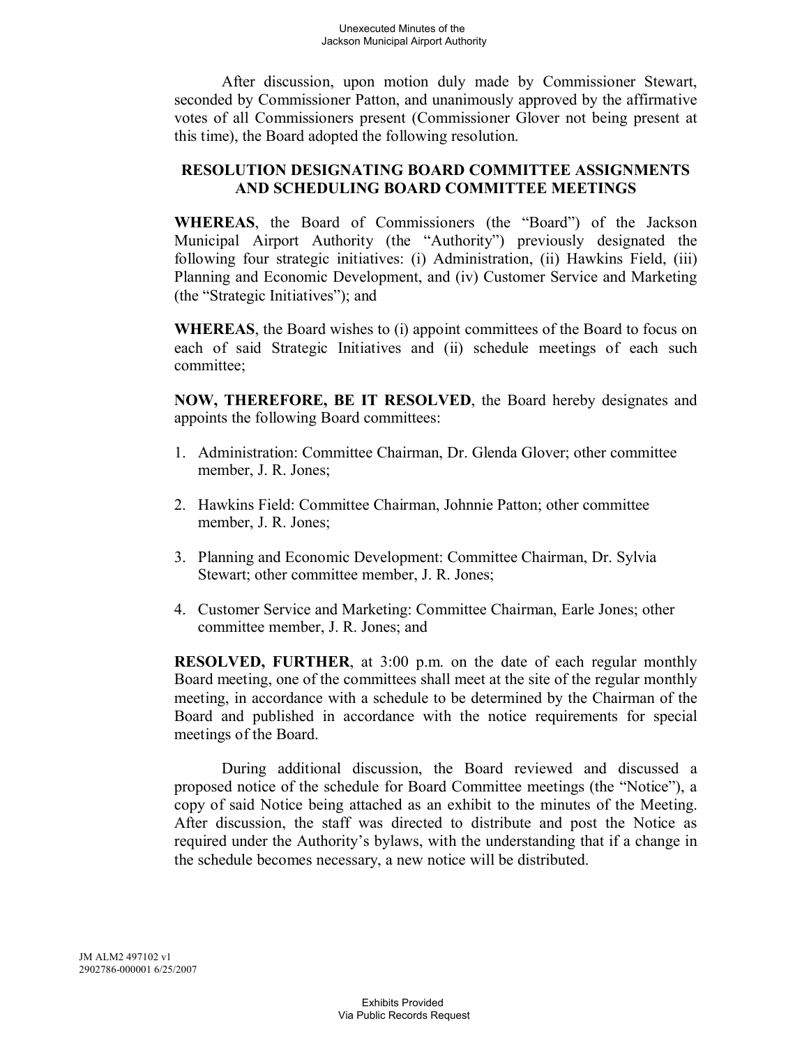After discussion, upon motion duly made by Commissioner Stewart, seconded by Commissioner Patton, and unanimously approved by the affirmative votes of all Commissioners present (Commissioner Glover not being present at this time), the Board adopted the following resolution.

## RESOLUTION DESIGNATING BOARD COMMITTEE ASSIGNMENTS AND SCHEDULING BOARD COMMITTEE MEETINGS

**WHEREAS**, the Board of Commissioners (the "Board") of the Jackson Municipal Airport Authority (the "Authority") previously designated the following four strategic initiatives: (i) Administration, (ii) Hawkins Field, (iii) Planning and Economic Development, and (iv) Customer Service and Marketing (the "Strategic Initiatives"); and

**WHEREAS**, the Board wishes to (i) appoint committees of the Board to focus on each of said Strategic Initiatives and (ii) schedule meetings of each such committee;

**NOW, THEREFORE, BE IT RESOLVED**, the Board hereby designates and appoints the following Board committees:

1. Administration: Committee Chairman, Dr. Glenda Glover; other committee member, J. R. Jones;

2. Hawkins Field: Committee Chairman, Johnnie Patton; other committee member, J. R. Jones;

3. Planning and Economic Development: Committee Chairman, Dr. Sylvia Stewart; other committee member, J. R. Jones;

4. Customer Service and Marketing: Committee Chairman, Earle Jones; other committee member, J. R. Jones; and

**RESOLVED, FURTHER**, at 3:00 p.m. on the date of each regular monthly Board meeting, one of the committees shall meet at the site of the regular monthly meeting, in accordance with a schedule to be determined by the Chairman of the Board and published in accordance with the notice requirements for special meetings of the Board.

During additional discussion, the Board reviewed and discussed a proposed notice of the schedule for Board Committee meetings (the "Notice"), a copy of said Notice being attached as an exhibit to the minutes of the Meeting. After discussion, the staff was directed to distribute and post the Notice as required under the Authority's bylaws, with the understanding that if a change in the schedule becomes necessary, a new notice will be distributed.

JM ALM2 497102 v1
2902786-000001 6/25/2007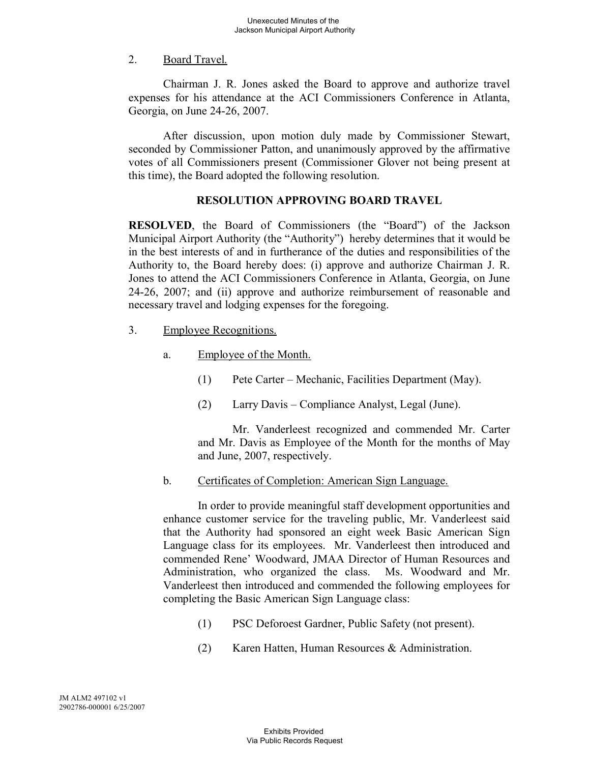2. Board Travel.

Chairman J. R. Jones asked the Board to approve and authorize travel expenses for his attendance at the ACI Commissioners Conference in Atlanta, Georgia, on June 24-26, 2007.

After discussion, upon motion duly made by Commissioner Stewart, seconded by Commissioner Patton, and unanimously approved by the affirmative votes of all Commissioners present (Commissioner Glover not being present at this time), the Board adopted the following resolution.

**RESOLUTION APPROVING BOARD TRAVEL**

**RESOLVED**, the Board of Commissioners (the "Board") of the Jackson Municipal Airport Authority (the "Authority") hereby determines that it would be in the best interests of and in furtherance of the duties and responsibilities of the Authority to, the Board hereby does: (i) approve and authorize Chairman J. R. Jones to attend the ACI Commissioners Conference in Atlanta, Georgia, on June 24-26, 2007; and (ii) approve and authorize reimbursement of reasonable and necessary travel and lodging expenses for the foregoing.

3. Employee Recognitions.

   a. Employee of the Month.

      (1) Pete Carter – Mechanic, Facilities Department (May).

      (2) Larry Davis – Compliance Analyst, Legal (June).

      Mr. Vanderleest recognized and commended Mr. Carter and Mr. Davis as Employee of the Month for the months of May and June, 2007, respectively.

   b. Certificates of Completion: American Sign Language.

   In order to provide meaningful staff development opportunities and enhance customer service for the traveling public, Mr. Vanderleest said that the Authority had sponsored an eight week Basic American Sign Language class for its employees. Mr. Vanderleest then introduced and commended Rene' Woodward, JMAA Director of Human Resources and Administration, who organized the class. Ms. Woodward and Mr. Vanderleest then introduced and commended the following employees for completing the Basic American Sign Language class:

      (1) PSC Deforoest Gardner, Public Safety (not present).

      (2) Karen Hatten, Human Resources & Administration.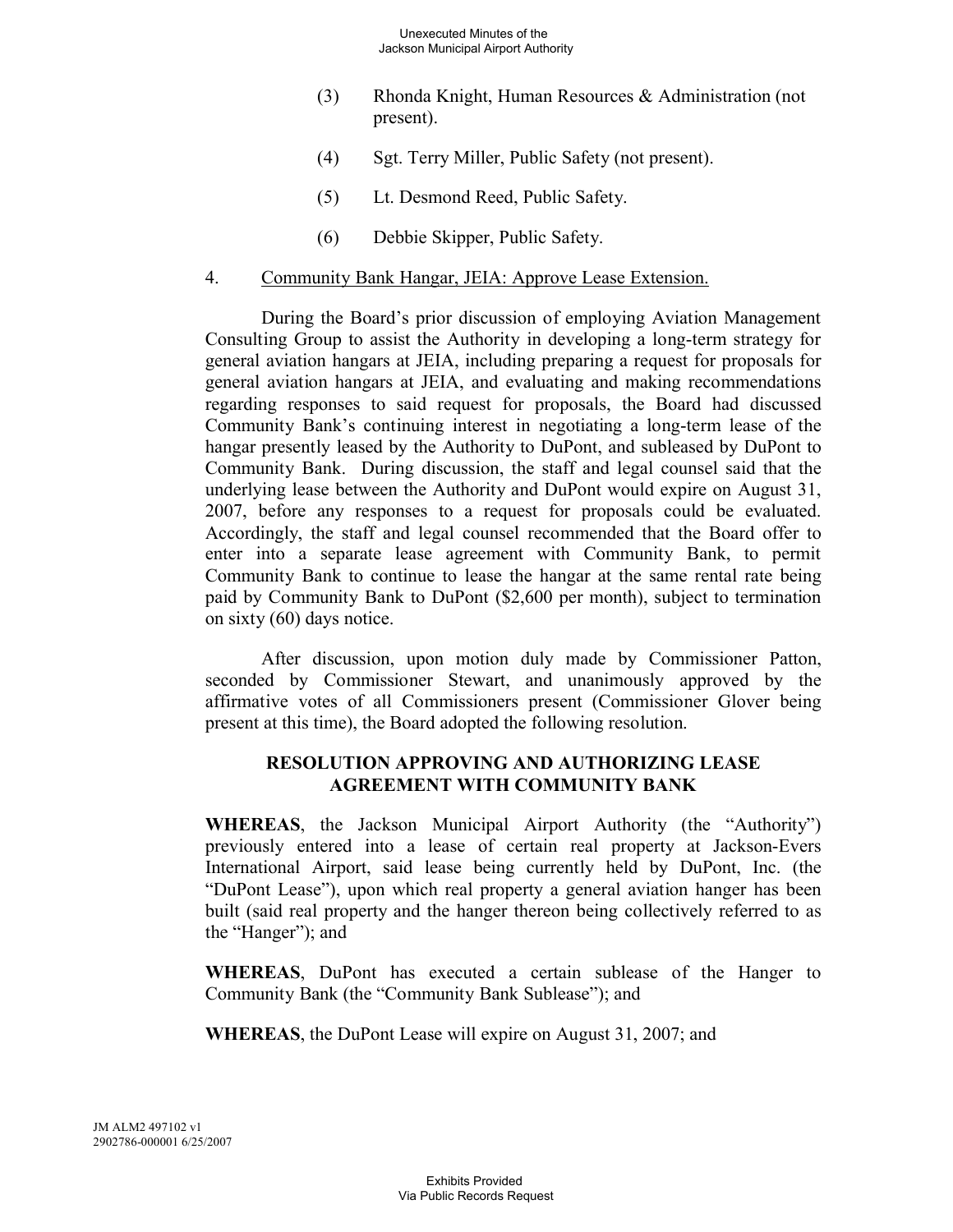(3) Rhonda Knight, Human Resources & Administration (not present).

(4) Sgt. Terry Miller, Public Safety (not present).

(5) Lt. Desmond Reed, Public Safety.

(6) Debbie Skipper, Public Safety.

4. Community Bank Hangar, JEIA: Approve Lease Extension.

During the Board's prior discussion of employing Aviation Management Consulting Group to assist the Authority in developing a long-term strategy for general aviation hangars at JEIA, including preparing a request for proposals for general aviation hangars at JEIA, and evaluating and making recommendations regarding responses to said request for proposals, the Board had discussed Community Bank's continuing interest in negotiating a long-term lease of the hangar presently leased by the Authority to DuPont, and subleased by DuPont to Community Bank. During discussion, the staff and legal counsel said that the underlying lease between the Authority and DuPont would expire on August 31, 2007, before any responses to a request for proposals could be evaluated. Accordingly, the staff and legal counsel recommended that the Board offer to enter into a separate lease agreement with Community Bank, to permit Community Bank to continue to lease the hangar at the same rental rate being paid by Community Bank to DuPont ($2,600 per month), subject to termination on sixty (60) days notice.

After discussion, upon motion duly made by Commissioner Patton, seconded by Commissioner Stewart, and unanimously approved by the affirmative votes of all Commissioners present (Commissioner Glover being present at this time), the Board adopted the following resolution.

**RESOLUTION APPROVING AND AUTHORIZING LEASE AGREEMENT WITH COMMUNITY BANK**

**WHEREAS**, the Jackson Municipal Airport Authority (the "Authority") previously entered into a lease of certain real property at Jackson-Evers International Airport, said lease being currently held by DuPont, Inc. (the "DuPont Lease"), upon which real property a general aviation hanger has been built (said real property and the hanger thereon being collectively referred to as the "Hanger"); and

**WHEREAS**, DuPont has executed a certain sublease of the Hanger to Community Bank (the "Community Bank Sublease"); and

**WHEREAS**, the DuPont Lease will expire on August 31, 2007; and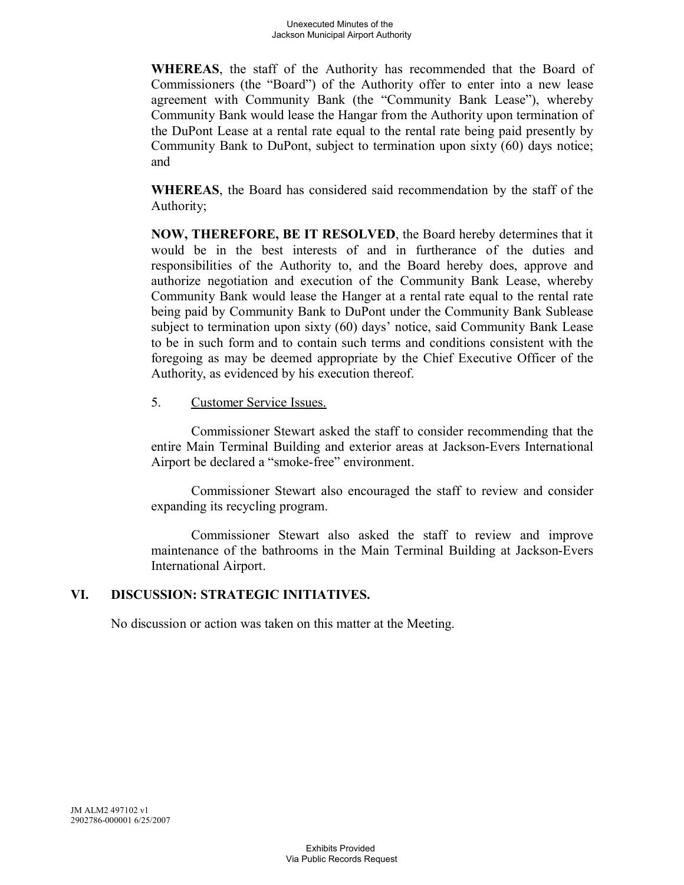**WHEREAS**, the staff of the Authority has recommended that the Board of Commissioners (the "Board") of the Authority offer to enter into a new lease agreement with Community Bank (the "Community Bank Lease"), whereby Community Bank would lease the Hangar from the Authority upon termination of the DuPont Lease at a rental rate equal to the rental rate being paid presently by Community Bank to DuPont, subject to termination upon sixty (60) days notice; and

**WHEREAS**, the Board has considered said recommendation by the staff of the Authority;

**NOW, THEREFORE, BE IT RESOLVED**, the Board hereby determines that it would be in the best interests of and in furtherance of the duties and responsibilities of the Authority to, and the Board hereby does, approve and authorize negotiation and execution of the Community Bank Lease, whereby Community Bank would lease the Hanger at a rental rate equal to the rental rate being paid by Community Bank to DuPont under the Community Bank Sublease subject to termination upon sixty (60) days' notice, said Community Bank Lease to be in such form and to contain such terms and conditions consistent with the foregoing as may be deemed appropriate by the Chief Executive Officer of the Authority, as evidenced by his execution thereof.

5. Customer Service Issues.

Commissioner Stewart asked the staff to consider recommending that the entire Main Terminal Building and exterior areas at Jackson-Evers International Airport be declared a "smoke-free" environment.

Commissioner Stewart also encouraged the staff to review and consider expanding its recycling program.

Commissioner Stewart also asked the staff to review and improve maintenance of the bathrooms in the Main Terminal Building at Jackson-Evers International Airport.

## VI. DISCUSSION: STRATEGIC INITIATIVES.

No discussion or action was taken on this matter at the Meeting.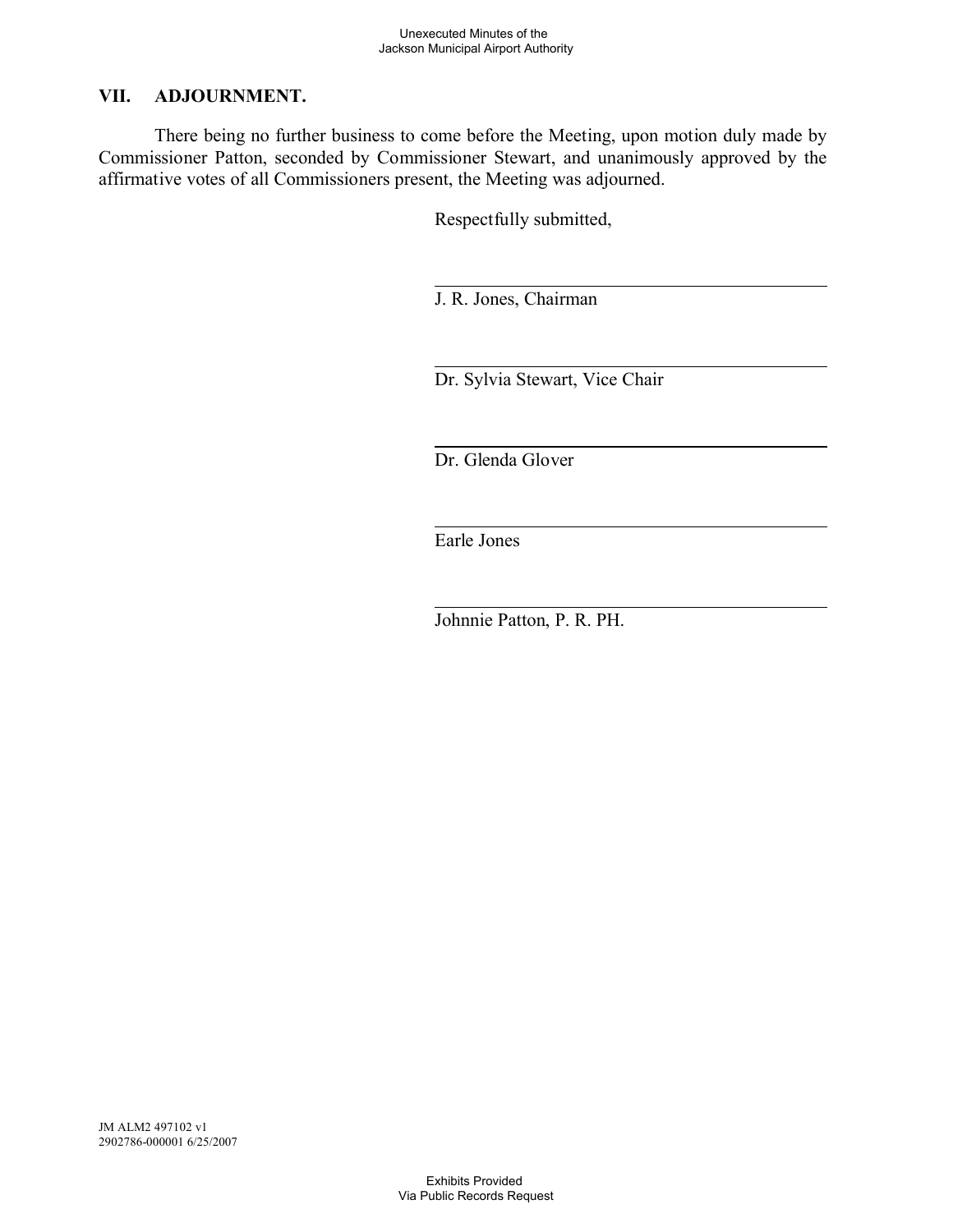## VII. ADJOURNMENT.

There being no further business to come before the Meeting, upon motion duly made by Commissioner Patton, seconded by Commissioner Stewart, and unanimously approved by the affirmative votes of all Commissioners present, the Meeting was adjourned.

Respectfully submitted,

\_\_\_\_\_\_\_\_\_\_\_\_\_\_\_\_\_\_\_\_\_\_\_\_\_\_\_\_\_\_\_\_\_\_\_\_\_\_\_\_

J. R. Jones, Chairman

\_\_\_\_\_\_\_\_\_\_\_\_\_\_\_\_\_\_\_\_\_\_\_\_\_\_\_\_\_\_\_\_\_\_\_\_\_\_\_\_

Dr. Sylvia Stewart, Vice Chair

\_\_\_\_\_\_\_\_\_\_\_\_\_\_\_\_\_\_\_\_\_\_\_\_\_\_\_\_\_\_\_\_\_\_\_\_\_\_\_\_

Dr. Glenda Glover

\_\_\_\_\_\_\_\_\_\_\_\_\_\_\_\_\_\_\_\_\_\_\_\_\_\_\_\_\_\_\_\_\_\_\_\_\_\_\_\_

Earle Jones

\_\_\_\_\_\_\_\_\_\_\_\_\_\_\_\_\_\_\_\_\_\_\_\_\_\_\_\_\_\_\_\_\_\_\_\_\_\_\_\_

Johnnie Patton, P. R. PH.

JM ALM2 497102 v1
2902786-000001 6/25/2007